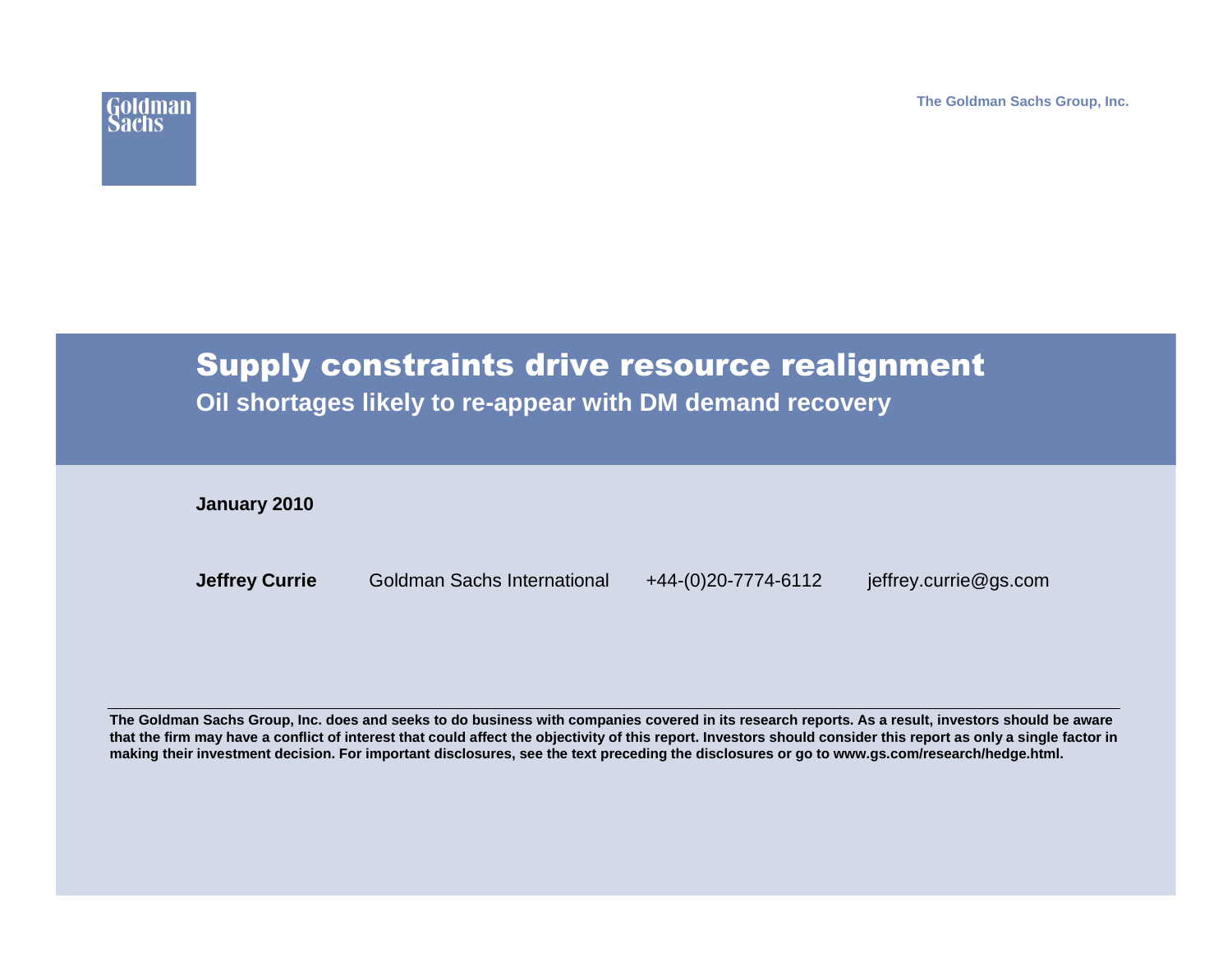Goldman Sachs

The Goldman Sachs Group, Inc.

# Supply constraints drive resource realignment

## Oil shortages likely to re-appear with DM demand recovery

**January 2010**

**Jeffrey Currie** Goldman Sachs International +44-(0)20-7774-6112 jeffrey.currie@gs.com

**The Goldman Sachs Group, Inc. does and seeks to do business with companies covered in its research reports. As a result, investors should be aware that the firm may have a conflict of interest that could affect the objectivity of this report. Investors should consider this report as only a single factor in making their investment decision. For important disclosures, see the text preceding the disclosures or go to www.gs.com/research/hedge.html.**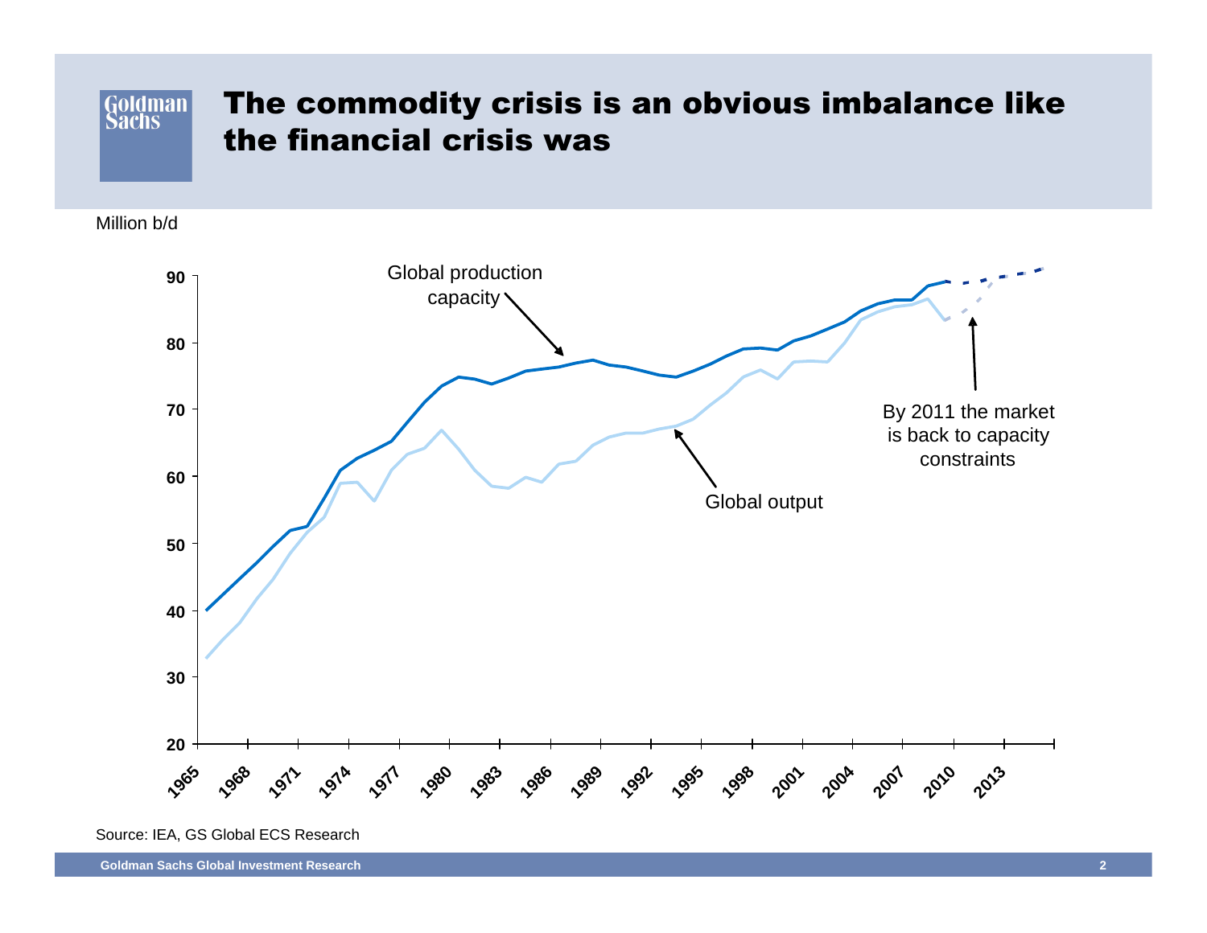# The commodity crisis is an obvious imbalance like the financial crisis was

Million b/d

Global production capacity

Global output

By 2011 the market is back to capacity constraints

Source: IEA, GS Global ECS Research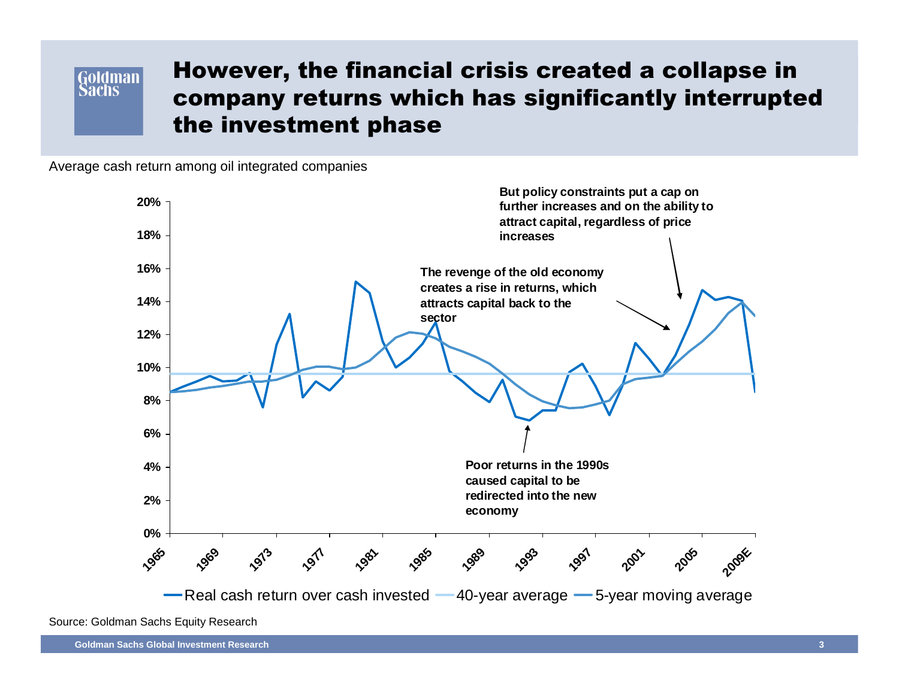# However, the financial crisis created a collapse in company returns which has significantly interrupted the investment phase

Average cash return among oil integrated companies

**But policy constraints put a cap on further increases and on the ability to attract capital, regardless of price increases**

**The revenge of the old economy creates a rise in returns, which attracts capital back to the sector**

**Poor returns in the 1990s caused capital to be redirected into the new economy**

20%
18%
16%
14%
12%
10%
8%
6%
4%
2%
0%

1965 1969 1973 1977 1981 1985 1989 1993 1997 2001 2005 2009E

Real cash return over cash invested — 40-year average — 5-year moving average

Source: Goldman Sachs Equity Research

Goldman Sachs Global Investment Research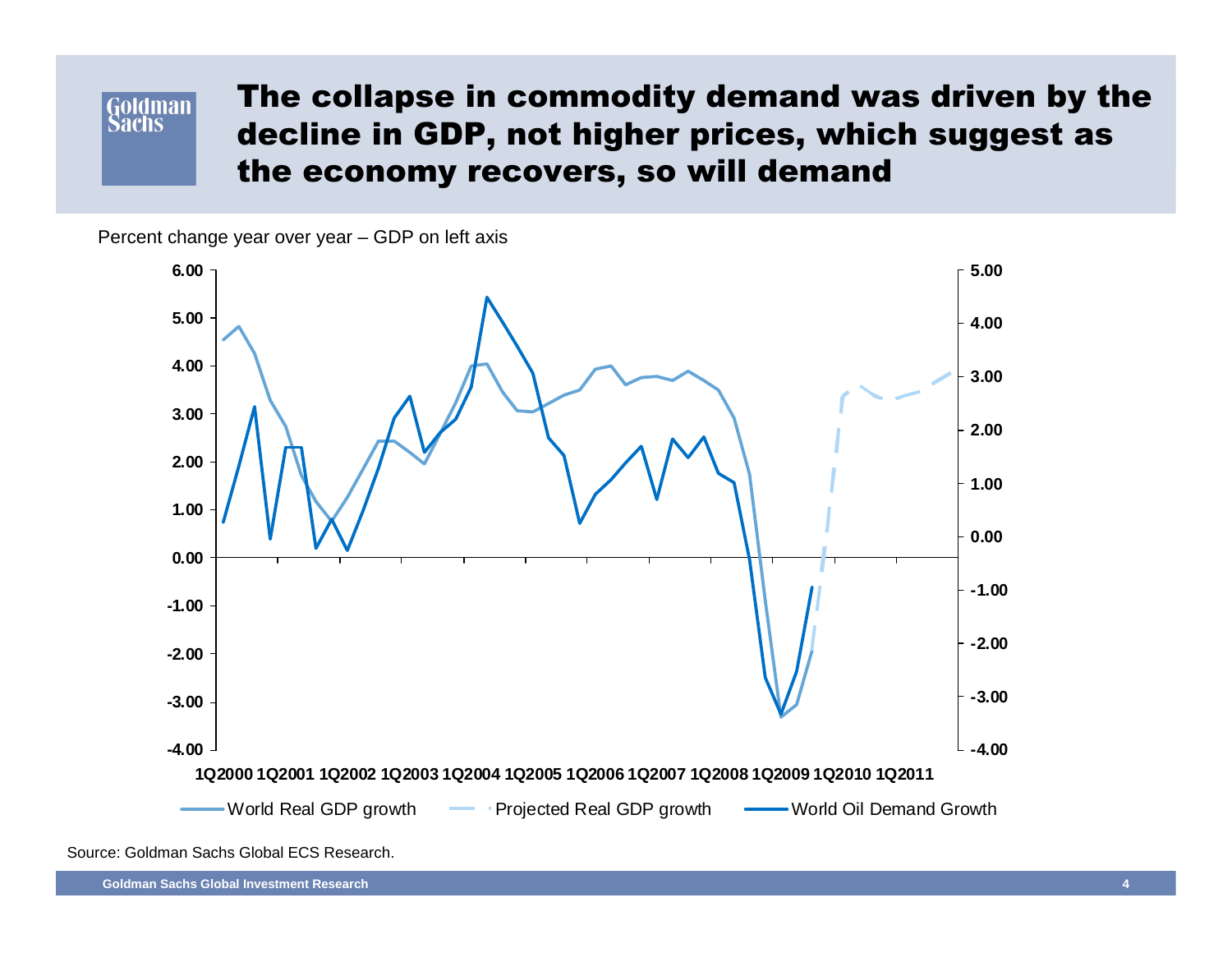# The collapse in commodity demand was driven by the decline in GDP, not higher prices, which suggest as the economy recovers, so will demand

Percent change year over year – GDP on left axis

Source: Goldman Sachs Global ECS Research.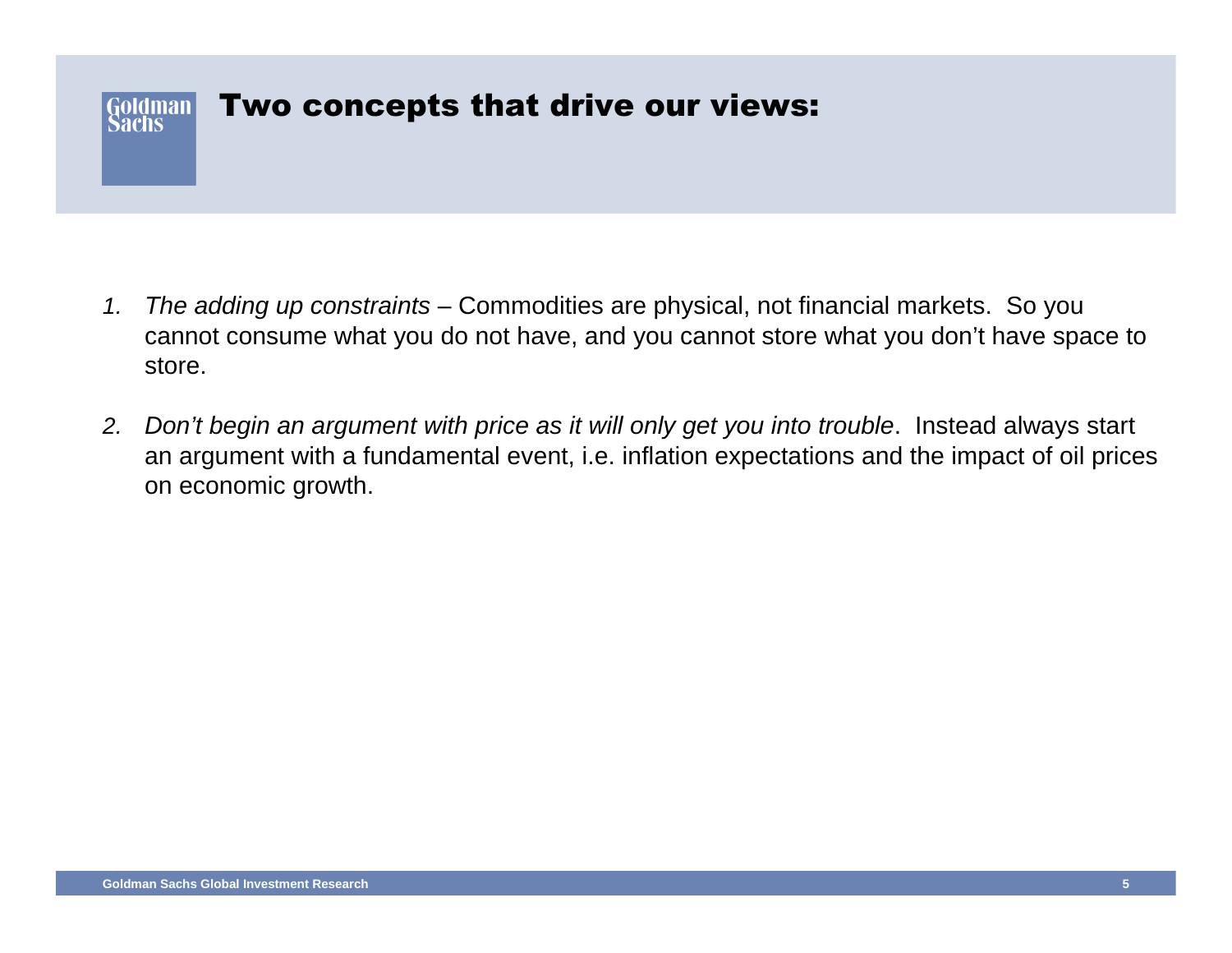# Two concepts that drive our views:

1. *The adding up constraints* – Commodities are physical, not financial markets. So you cannot consume what you do not have, and you cannot store what you don't have space to store.

2. *Don't begin an argument with price as it will only get you into trouble*. Instead always start an argument with a fundamental event, i.e. inflation expectations and the impact of oil prices on economic growth.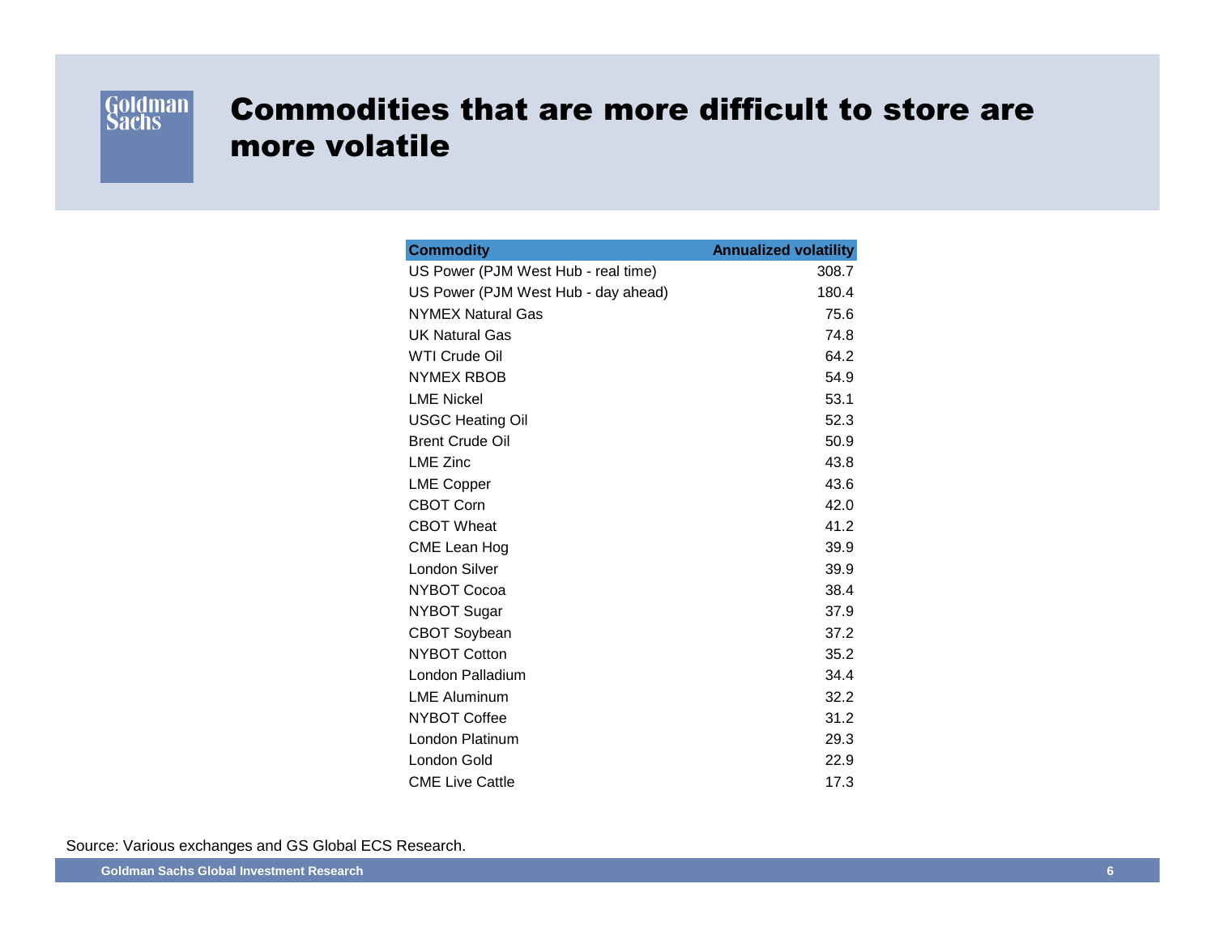# Commodities that are more difficult to store are more volatile

| Commodity | Annualized volatility |
|---|---|
| US Power (PJM West Hub - real time) | 308.7 |
| US Power (PJM West Hub - day ahead) | 180.4 |
| NYMEX Natural Gas | 75.6 |
| UK Natural Gas | 74.8 |
| WTI Crude Oil | 64.2 |
| NYMEX RBOB | 54.9 |
| LME Nickel | 53.1 |
| USGC Heating Oil | 52.3 |
| Brent Crude Oil | 50.9 |
| LME Zinc | 43.8 |
| LME Copper | 43.6 |
| CBOT Corn | 42.0 |
| CBOT Wheat | 41.2 |
| CME Lean Hog | 39.9 |
| London Silver | 39.9 |
| NYBOT Cocoa | 38.4 |
| NYBOT Sugar | 37.9 |
| CBOT Soybean | 37.2 |
| NYBOT Cotton | 35.2 |
| London Palladium | 34.4 |
| LME Aluminum | 32.2 |
| NYBOT Coffee | 31.2 |
| London Platinum | 29.3 |
| London Gold | 22.9 |
| CME Live Cattle | 17.3 |

Source: Various exchanges and GS Global ECS Research.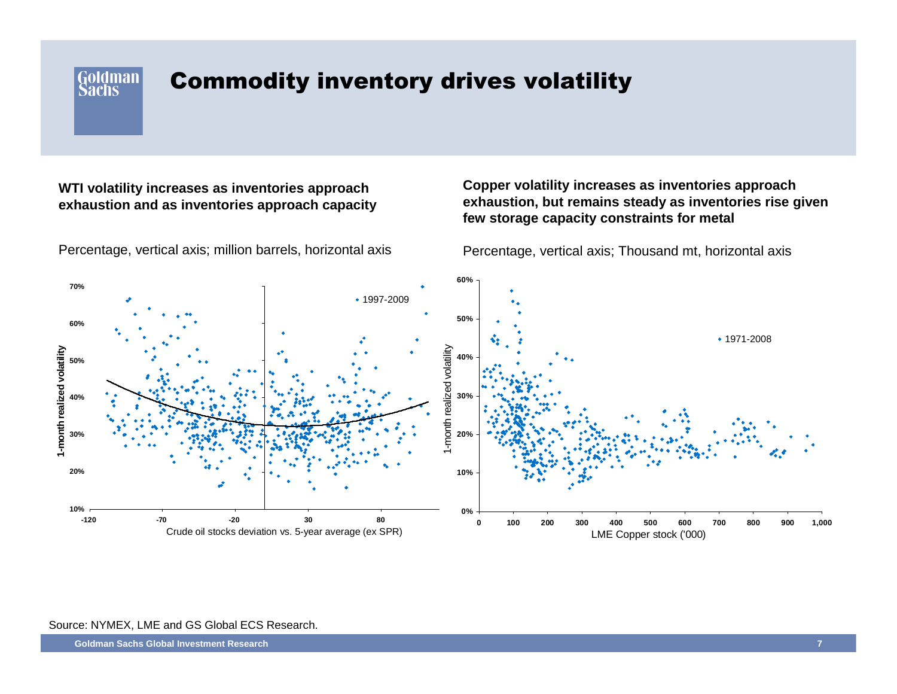# Commodity inventory drives volatility

**WTI volatility increases as inventories approach exhaustion and as inventories approach capacity**

Percentage, vertical axis; million barrels, horizontal axis

**Copper volatility increases as inventories approach exhaustion, but remains steady as inventories rise given few storage capacity constraints for metal**

Percentage, vertical axis; Thousand mt, horizontal axis

Source: NYMEX, LME and GS Global ECS Research.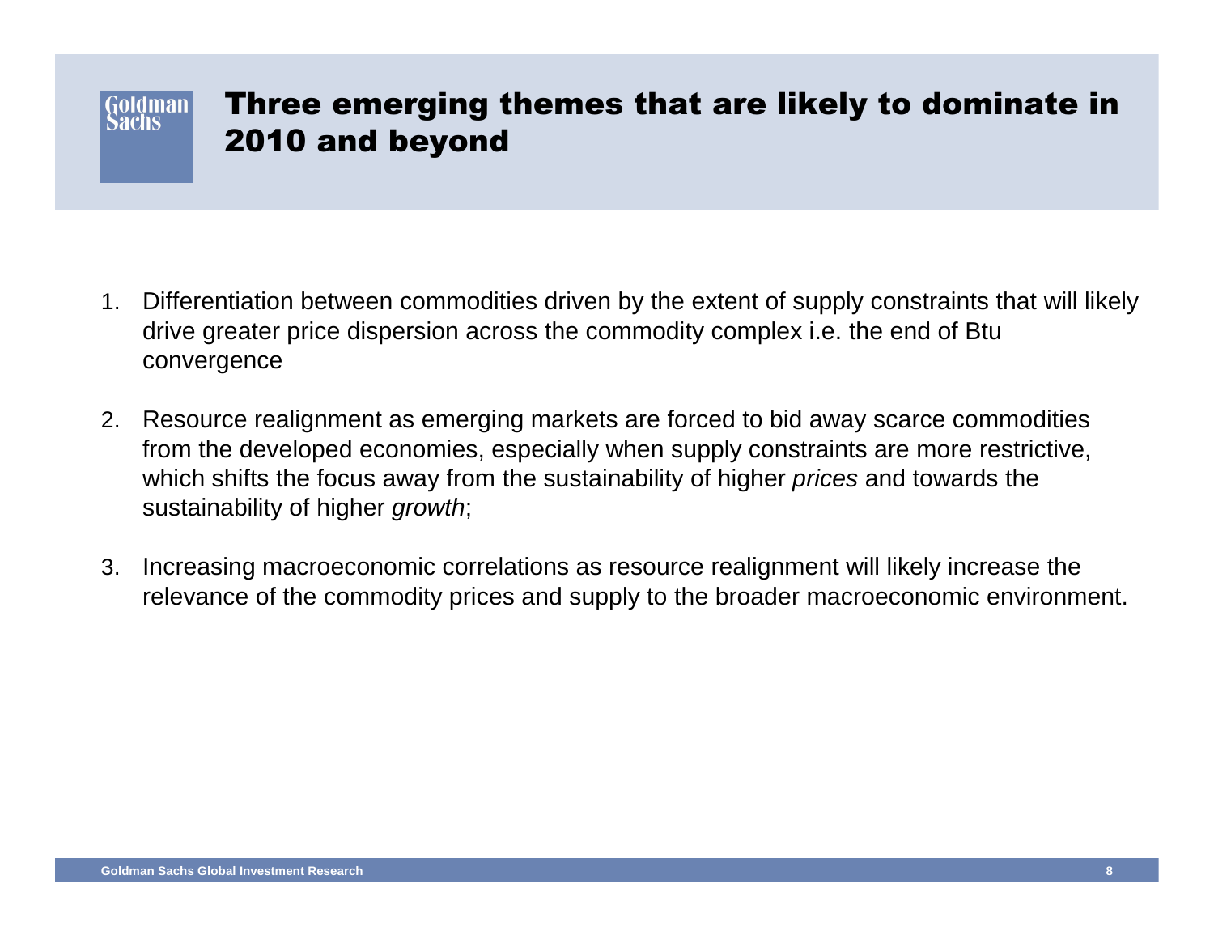# Three emerging themes that are likely to dominate in 2010 and beyond

1. Differentiation between commodities driven by the extent of supply constraints that will likely drive greater price dispersion across the commodity complex i.e. the end of Btu convergence

2. Resource realignment as emerging markets are forced to bid away scarce commodities from the developed economies, especially when supply constraints are more restrictive, which shifts the focus away from the sustainability of higher *prices* and towards the sustainability of higher *growth*;

3. Increasing macroeconomic correlations as resource realignment will likely increase the relevance of the commodity prices and supply to the broader macroeconomic environment.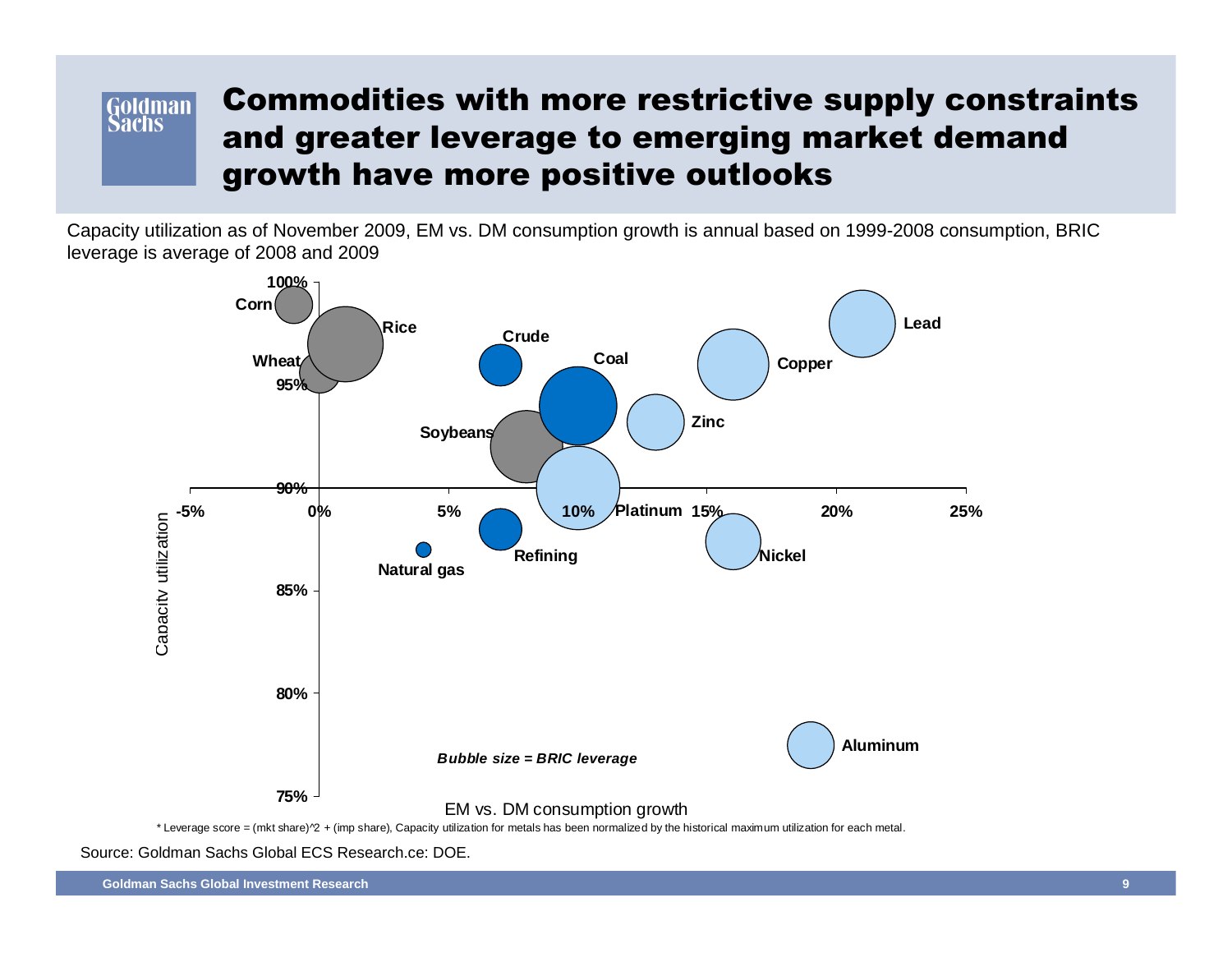# Commodities with more restrictive supply constraints and greater leverage to emerging market demand growth have more positive outlooks

Capacity utilization as of November 2009, EM vs. DM consumption growth is annual based on 1999-2008 consumption, BRIC leverage is average of 2008 and 2009

Corn, Rice, Wheat, Crude, Coal, Lead, Copper, Zinc, Soybeans, Platinum, Refining, Natural gas, Nickel, Aluminum

*Bubble size = BRIC leverage*

Capacity utilization (y-axis): 75%, 80%, 85%, 90%, 95%, 100%

EM vs. DM consumption growth (x-axis): -5%, 0%, 5%, 10%, 15%, 20%, 25%

\* Leverage score = (mkt share)^2 + (imp share), Capacity utilization for metals has been normalized by the historical maximum utilization for each metal.

Source: Goldman Sachs Global ECS Research.ce: DOE.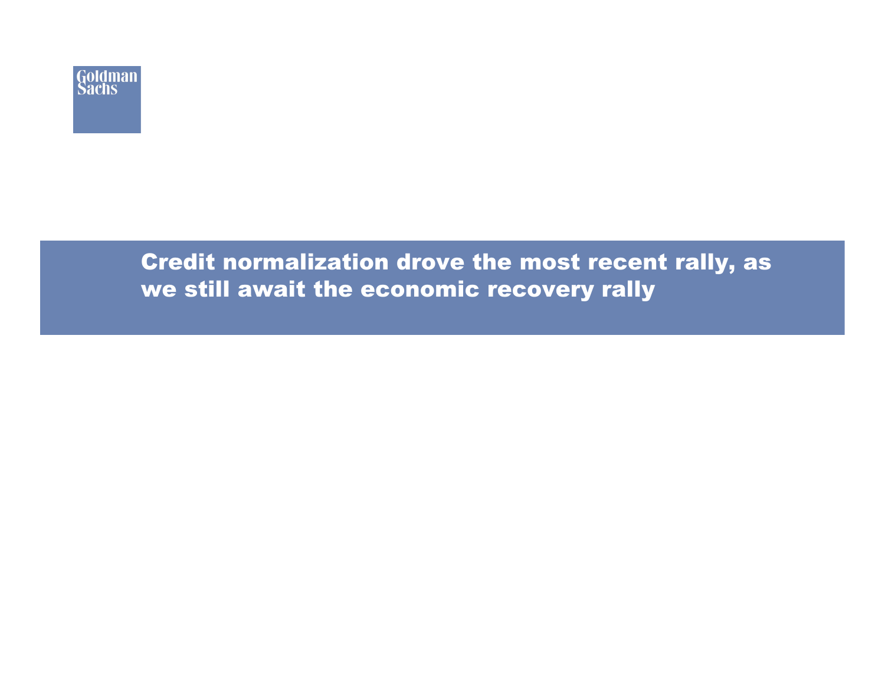# Credit normalization drove the most recent rally, as we still await the economic recovery rally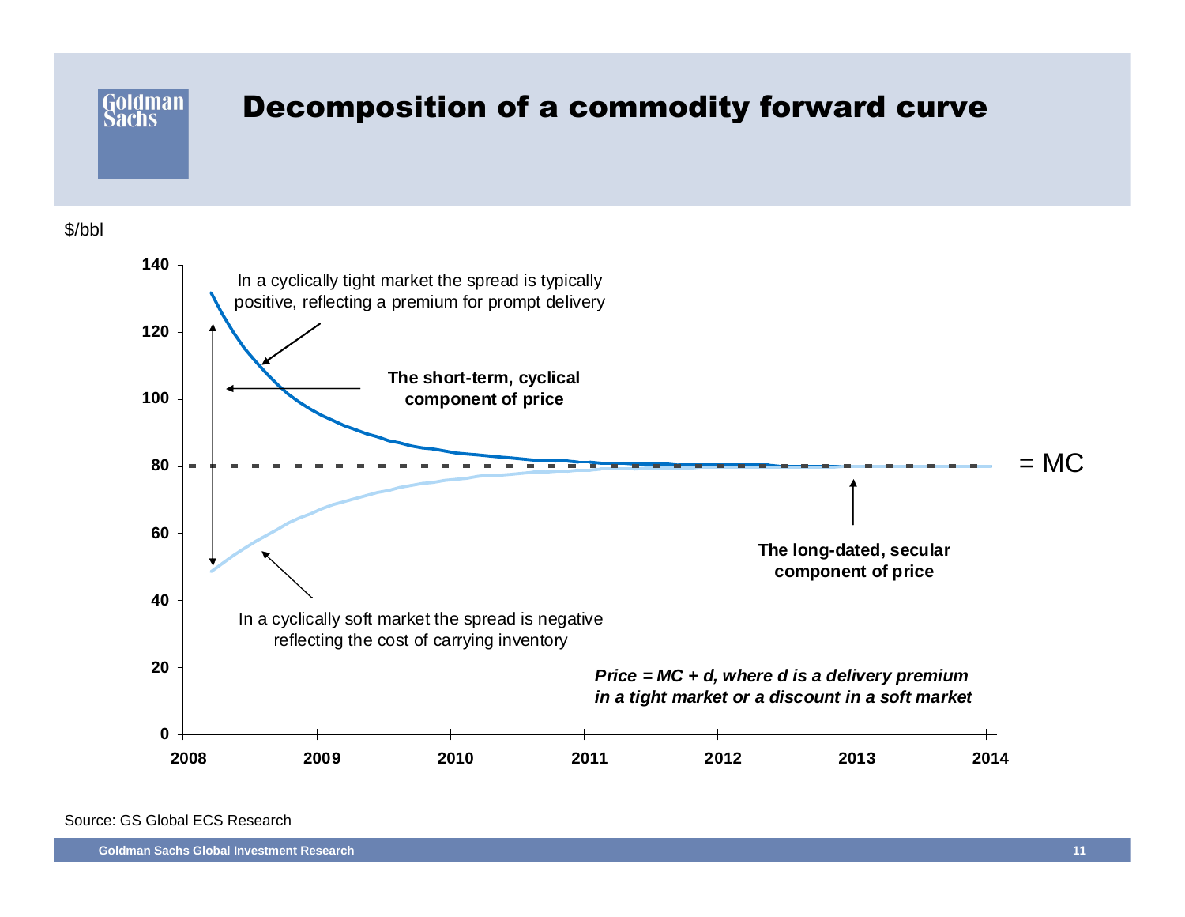# Decomposition of a commodity forward curve

$/bbl

In a cyclically tight market the spread is typically positive, reflecting a premium for prompt delivery

**The short-term, cyclical component of price**

= MC

**The long-dated, secular component of price**

In a cyclically soft market the spread is negative reflecting the cost of carrying inventory

***Price = MC + d, where d is a delivery premium in a tight market or a discount in a soft market***

Source: GS Global ECS Research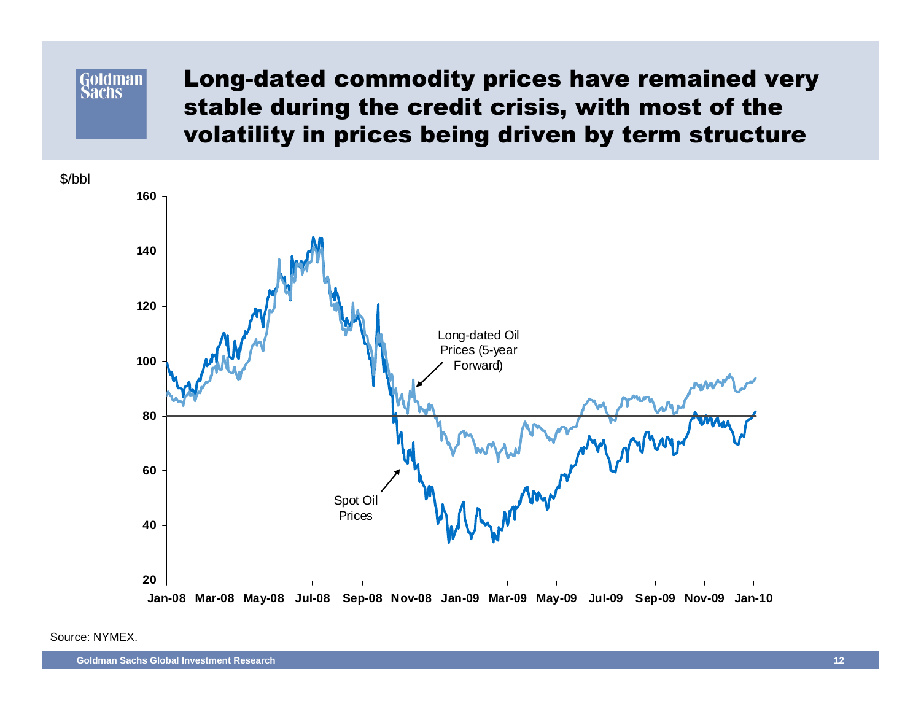# Long-dated commodity prices have remained very stable during the credit crisis, with most of the volatility in prices being driven by term structure

$/bbl

Long-dated Oil Prices (5-year Forward)

Spot Oil Prices

Source: NYMEX.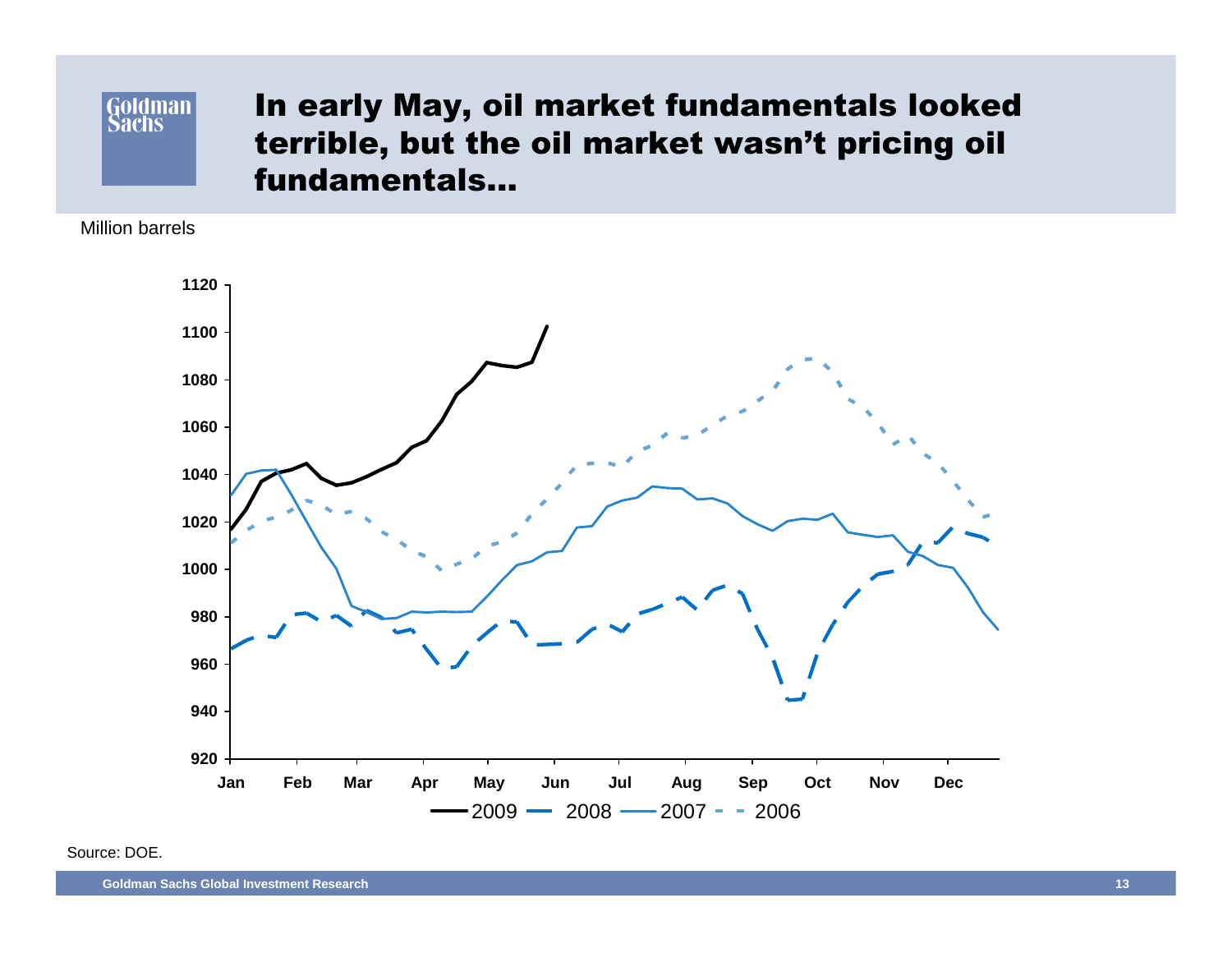# In early May, oil market fundamentals looked terrible, but the oil market wasn't pricing oil fundamentals...

Million barrels

Source: DOE.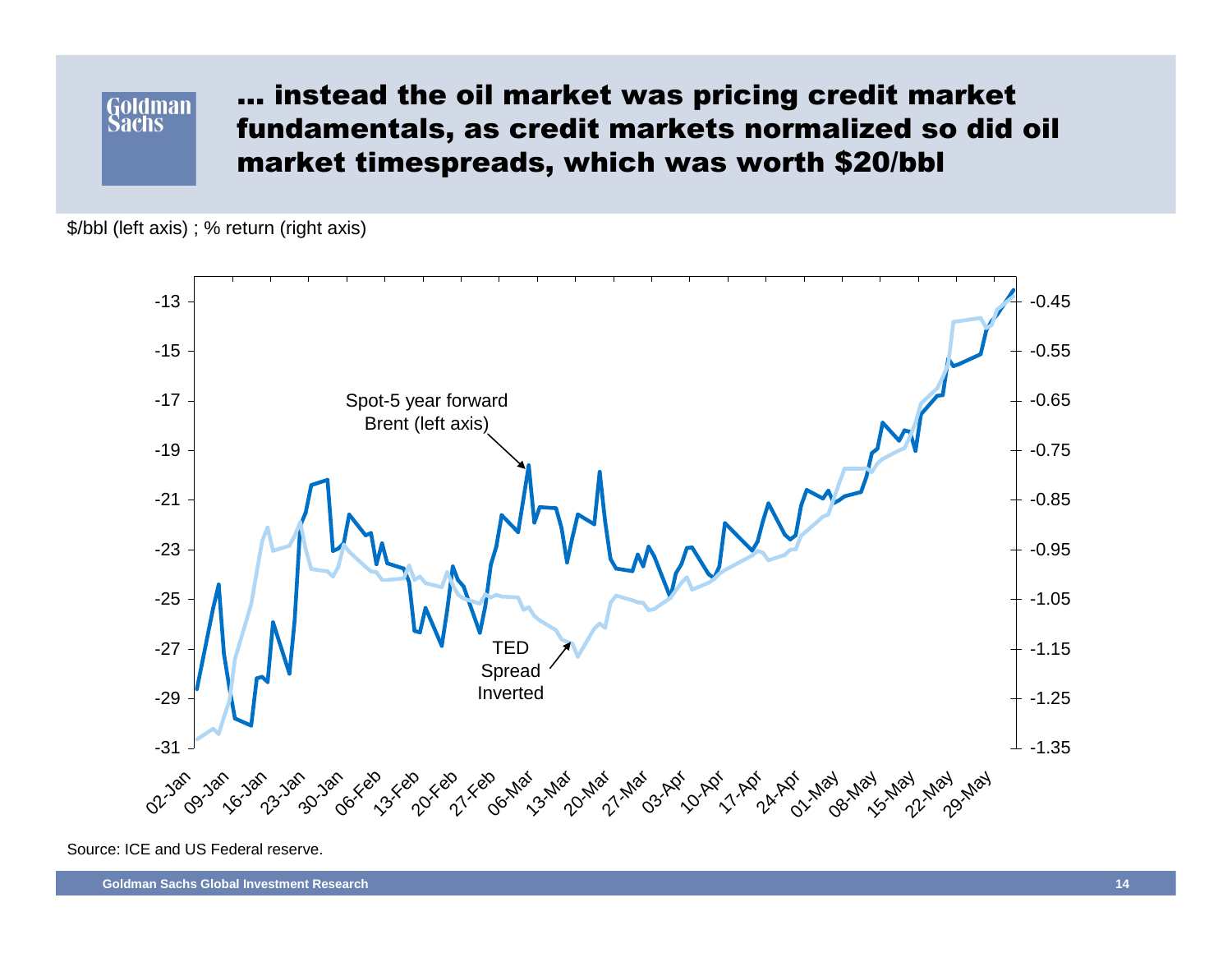## … instead the oil market was pricing credit market fundamentals, as credit markets normalized so did oil market timespreads, which was worth $20/bbl

$/bbl (left axis) ; % return (right axis)

Spot-5 year forward Brent (left axis)

TED Spread Inverted

Source: ICE and US Federal reserve.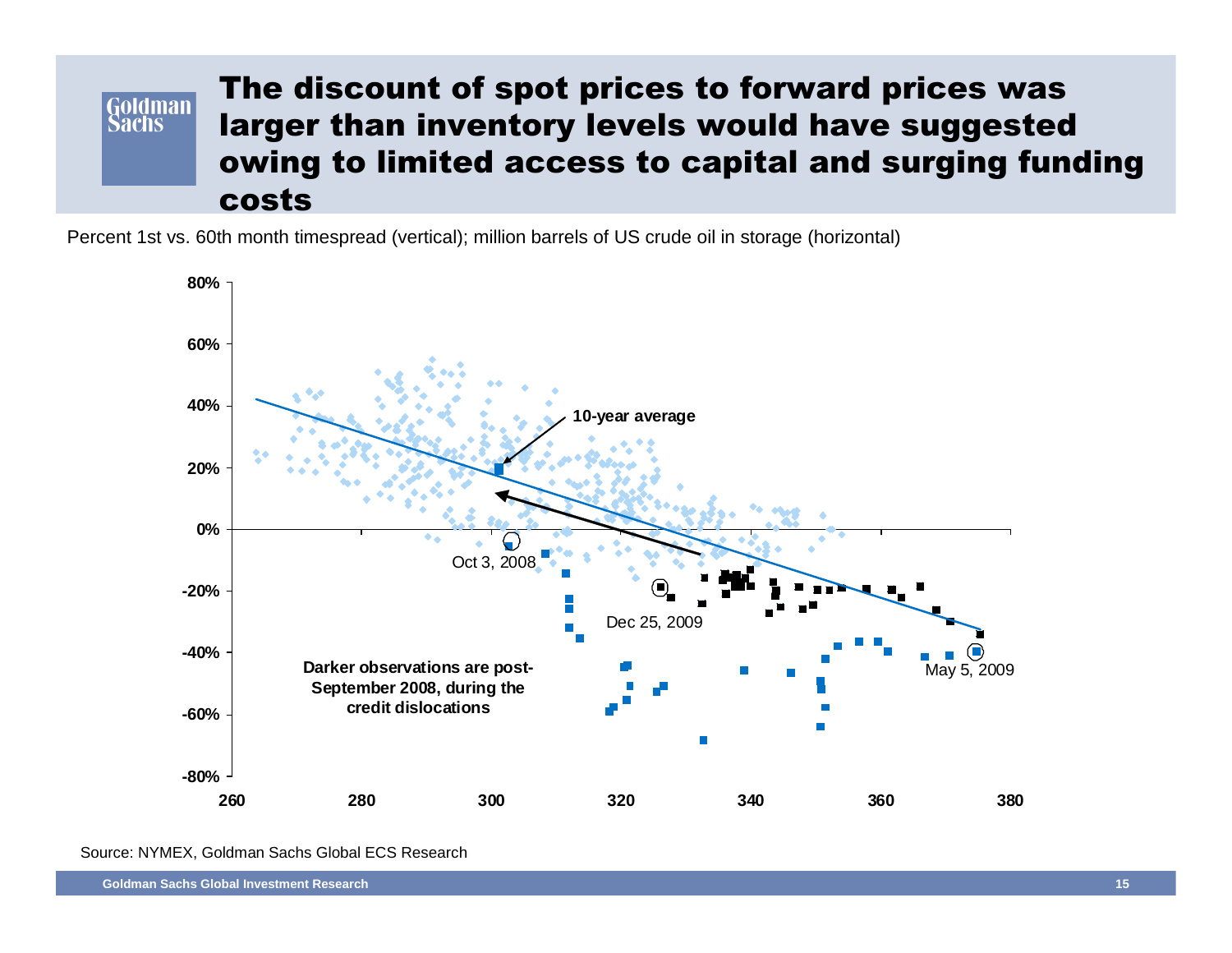# The discount of spot prices to forward prices was larger than inventory levels would have suggested owing to limited access to capital and surging funding costs

Percent 1st vs. 60th month timespread (vertical); million barrels of US crude oil in storage (horizontal)

10-year average

Oct 3, 2008

Dec 25, 2009

May 5, 2009

**Darker observations are post-September 2008, during the credit dislocations**

Source: NYMEX, Goldman Sachs Global ECS Research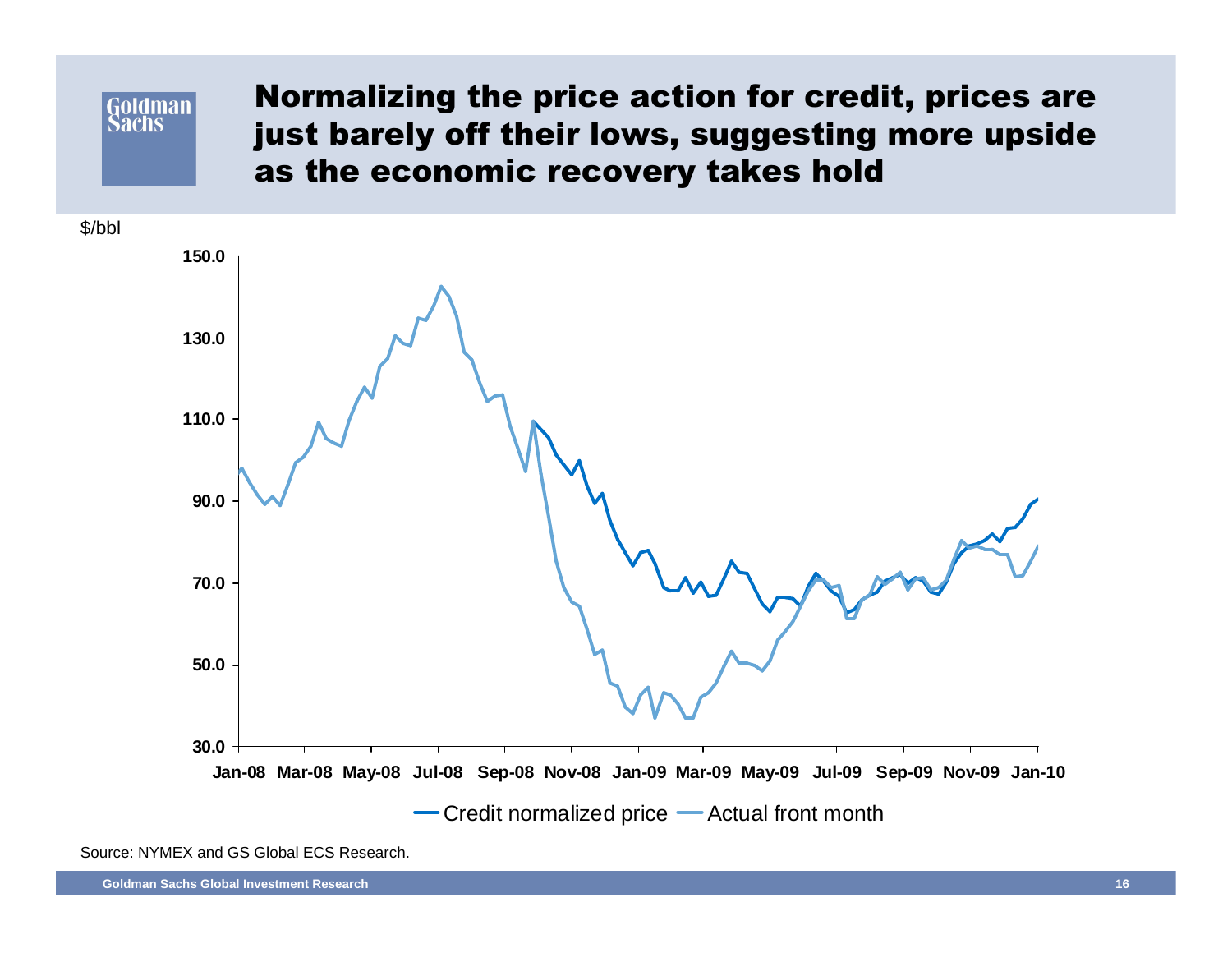# Normalizing the price action for credit, prices are just barely off their lows, suggesting more upside as the economic recovery takes hold

$/bbl

150.0
130.0
110.0
90.0
70.0
50.0
30.0

Jan-08 Mar-08 May-08 Jul-08 Sep-08 Nov-08 Jan-09 Mar-09 May-09 Jul-09 Sep-09 Nov-09 Jan-10

Credit normalized price — Actual front month

Source: NYMEX and GS Global ECS Research.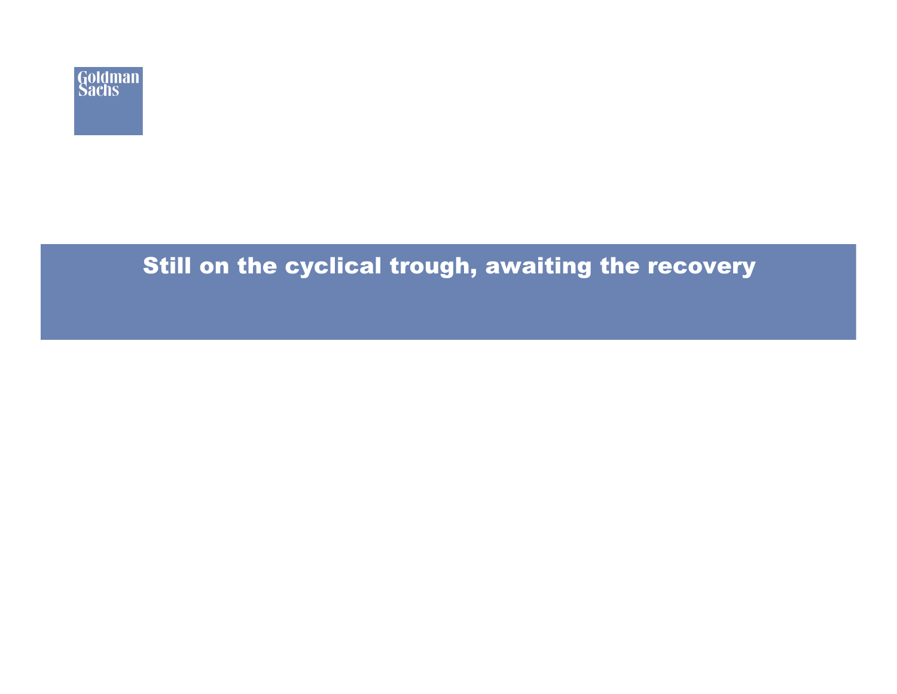# Still on the cyclical trough, awaiting the recovery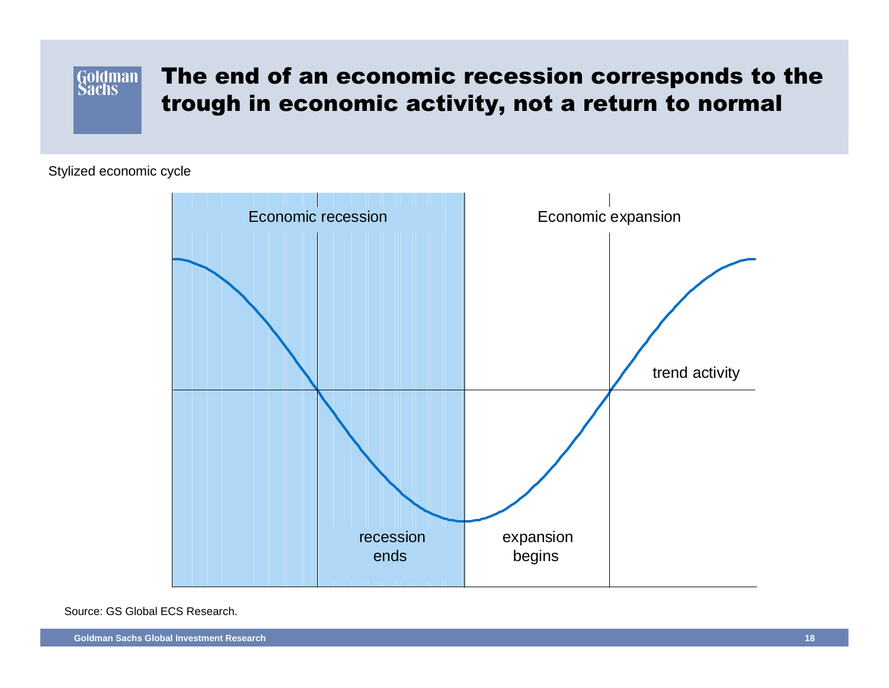# The end of an economic recession corresponds to the trough in economic activity, not a return to normal

Stylized economic cycle

Economic recession

Economic expansion

trend activity

recession ends

expansion begins

Source: GS Global ECS Research.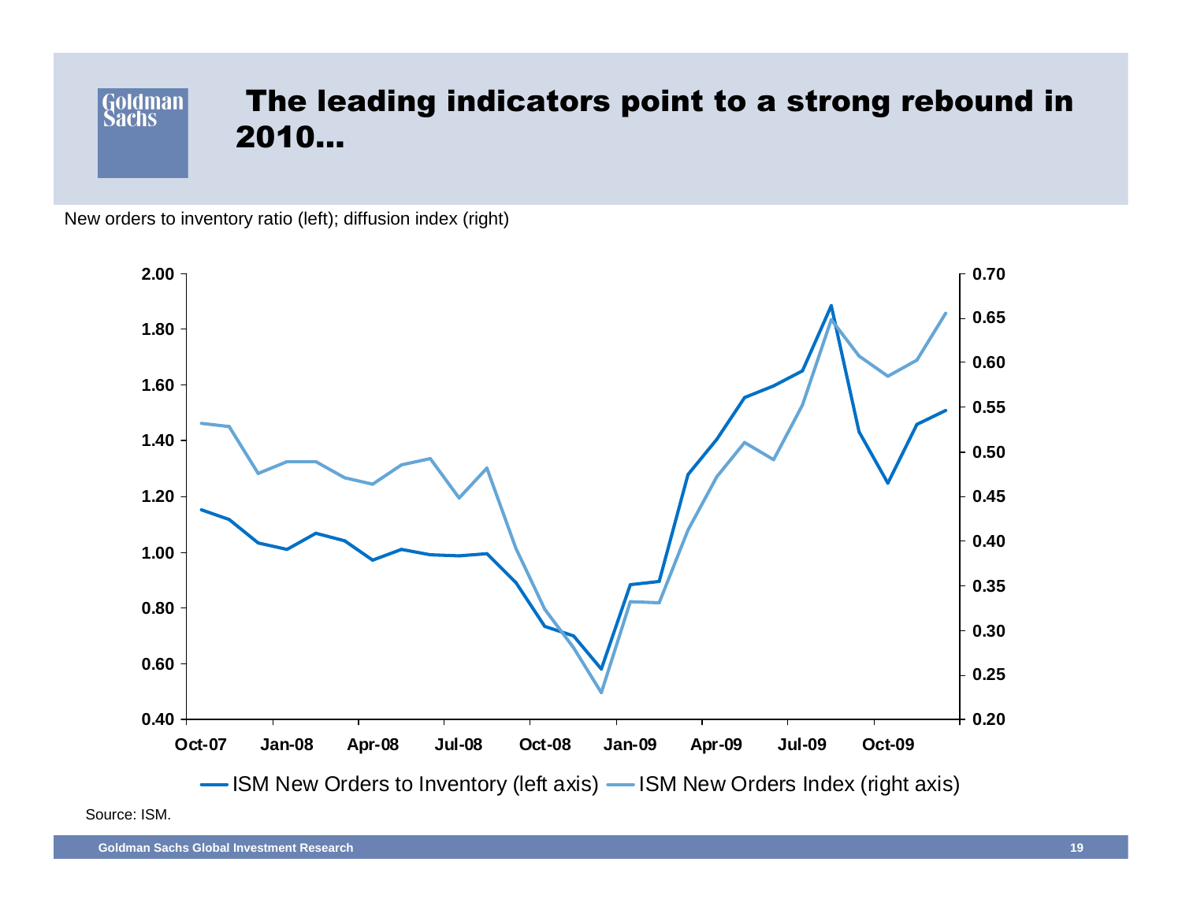# The leading indicators point to a strong rebound in 2010…

New orders to inventory ratio (left); diffusion index (right)

Source: ISM.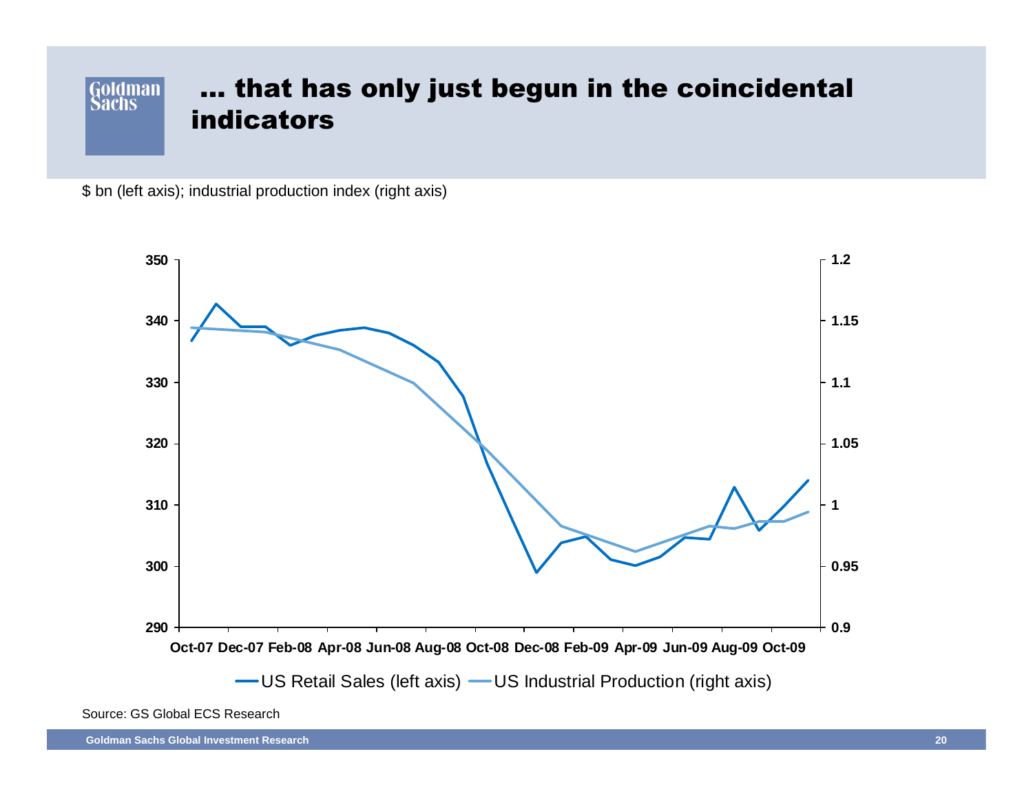# ... that has only just begun in the coincidental indicators

$ bn (left axis); industrial production index (right axis)

Source: GS Global ECS Research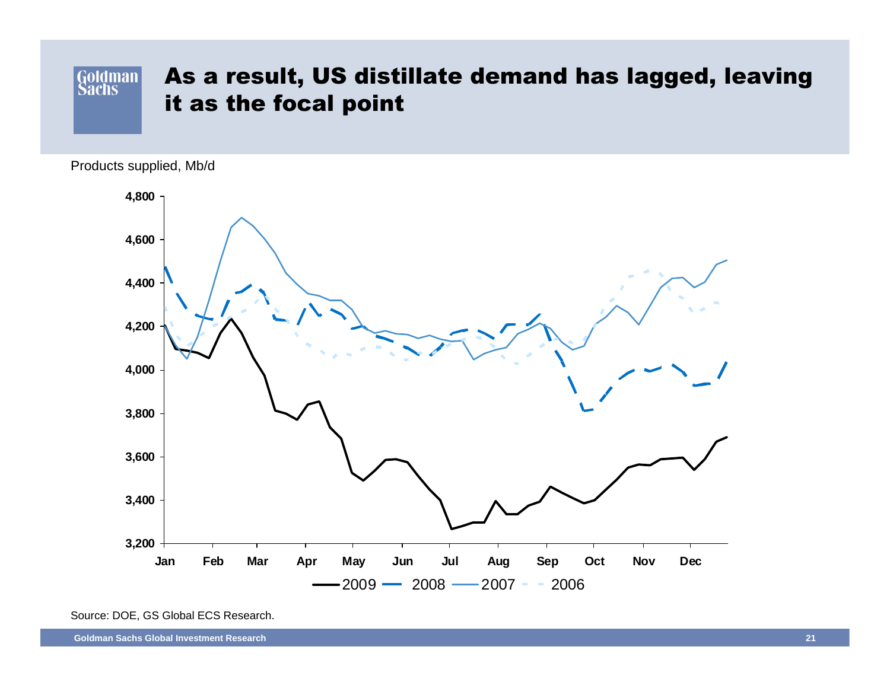# As a result, US distillate demand has lagged, leaving it as the focal point

Products supplied, Mb/d

Source: DOE, GS Global ECS Research.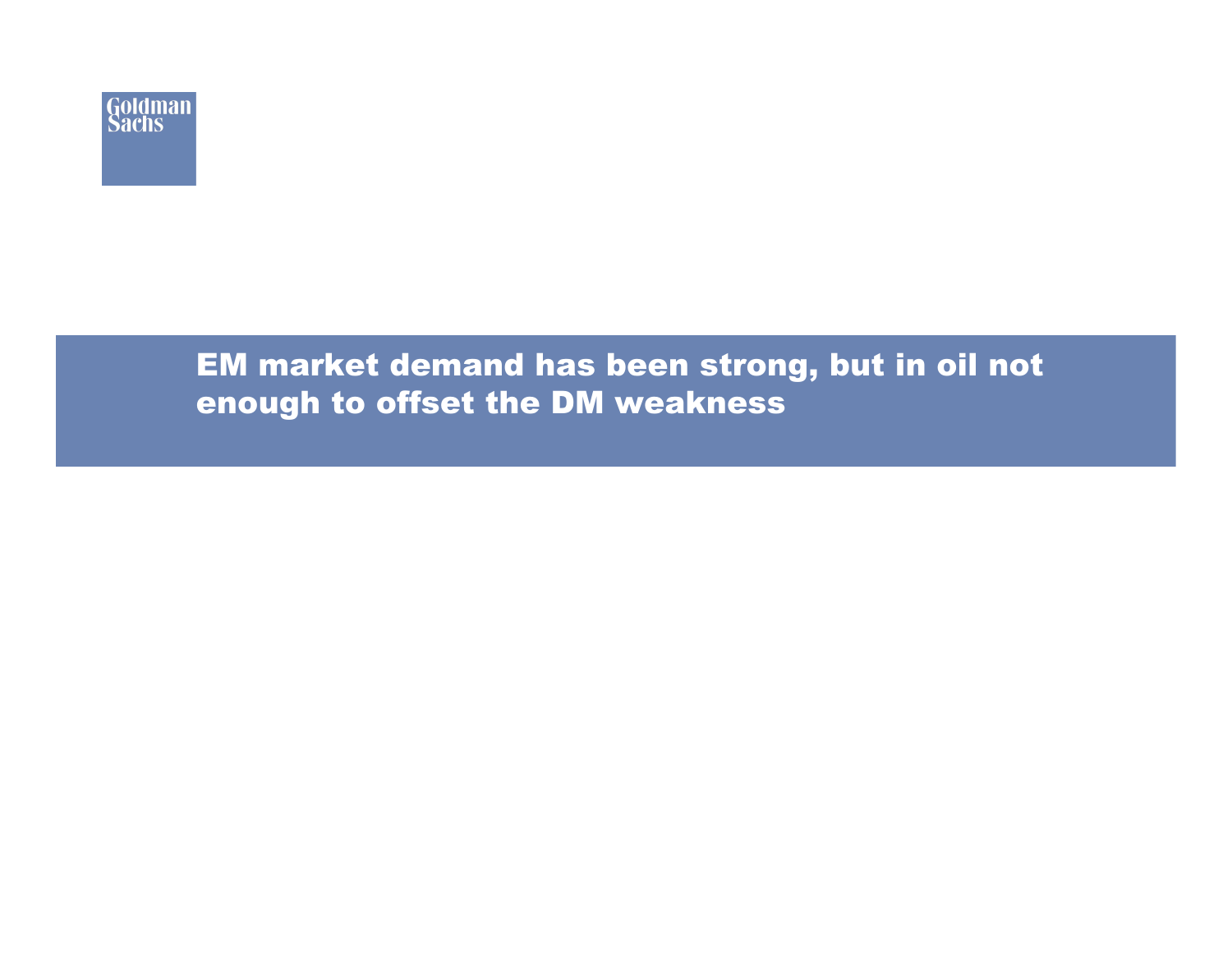# EM market demand has been strong, but in oil not enough to offset the DM weakness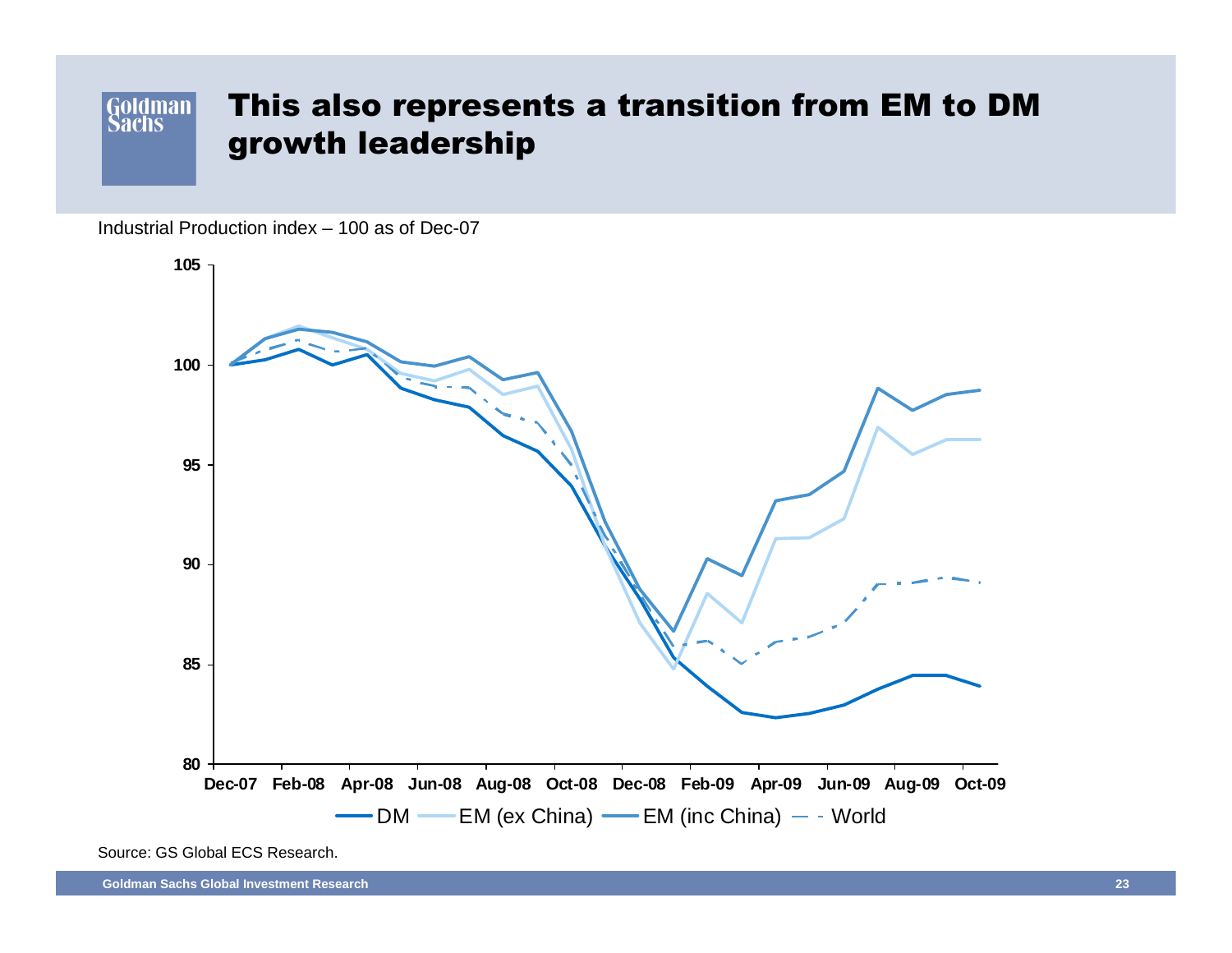# This also represents a transition from EM to DM growth leadership

Industrial Production index – 100 as of Dec-07

Source: GS Global ECS Research.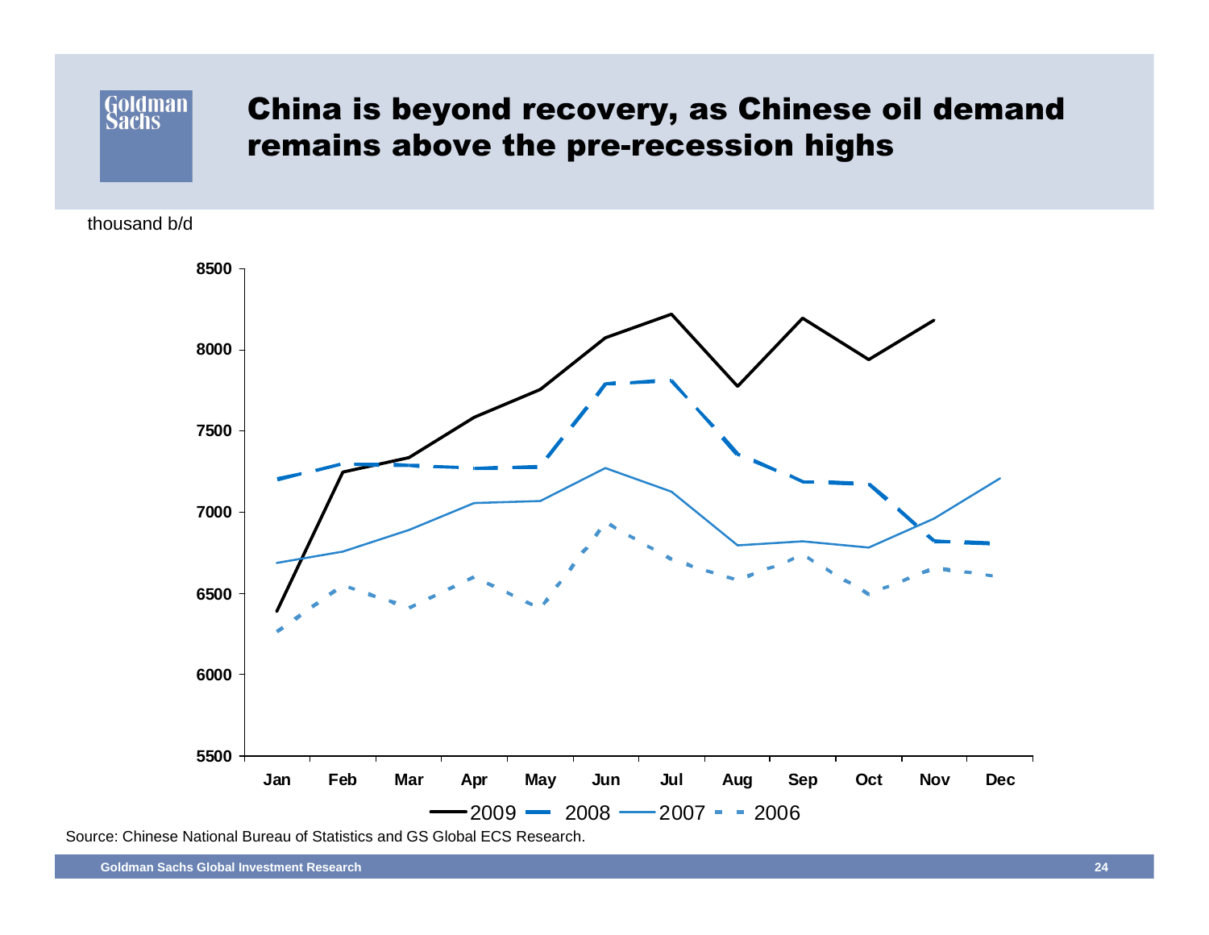# China is beyond recovery, as Chinese oil demand remains above the pre-recession highs

thousand b/d

Source: Chinese National Bureau of Statistics and GS Global ECS Research.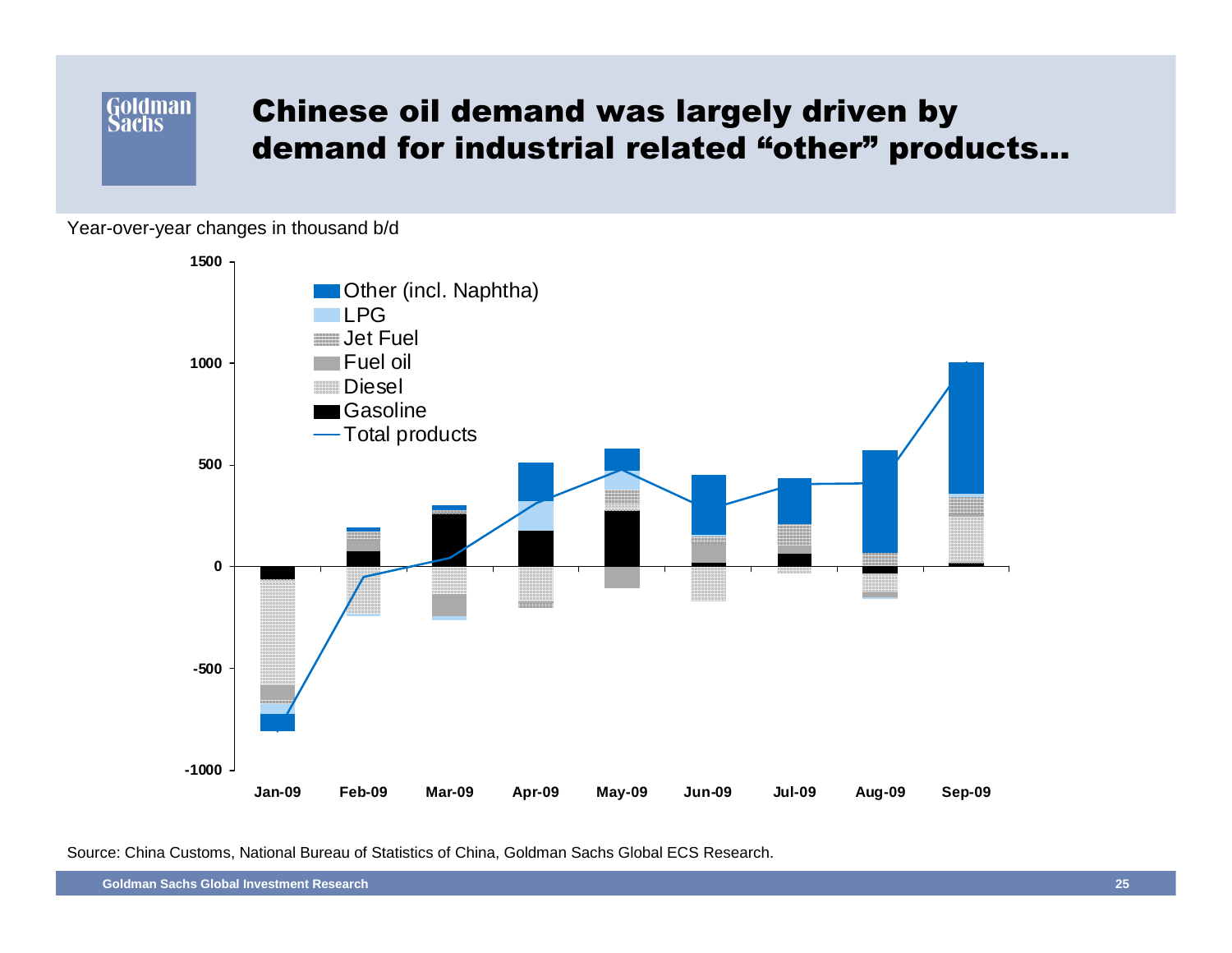# Chinese oil demand was largely driven by demand for industrial related "other" products…

Year-over-year changes in thousand b/d

Legend: Other (incl. Naphtha), LPG, Jet Fuel, Fuel oil, Diesel, Gasoline, Total products

Months: Jan-09, Feb-09, Mar-09, Apr-09, May-09, Jun-09, Jul-09, Aug-09, Sep-09

Source: China Customs, National Bureau of Statistics of China, Goldman Sachs Global ECS Research.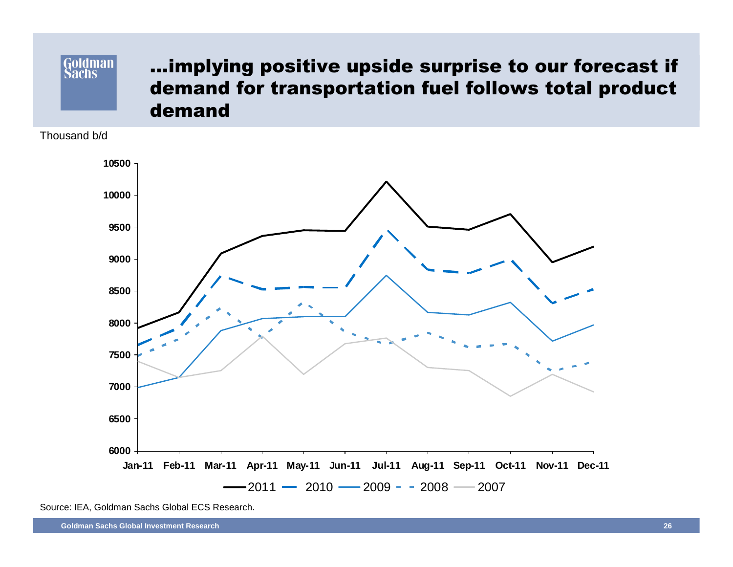# …implying positive upside surprise to our forecast if demand for transportation fuel follows total product demand

Thousand b/d

Source: IEA, Goldman Sachs Global ECS Research.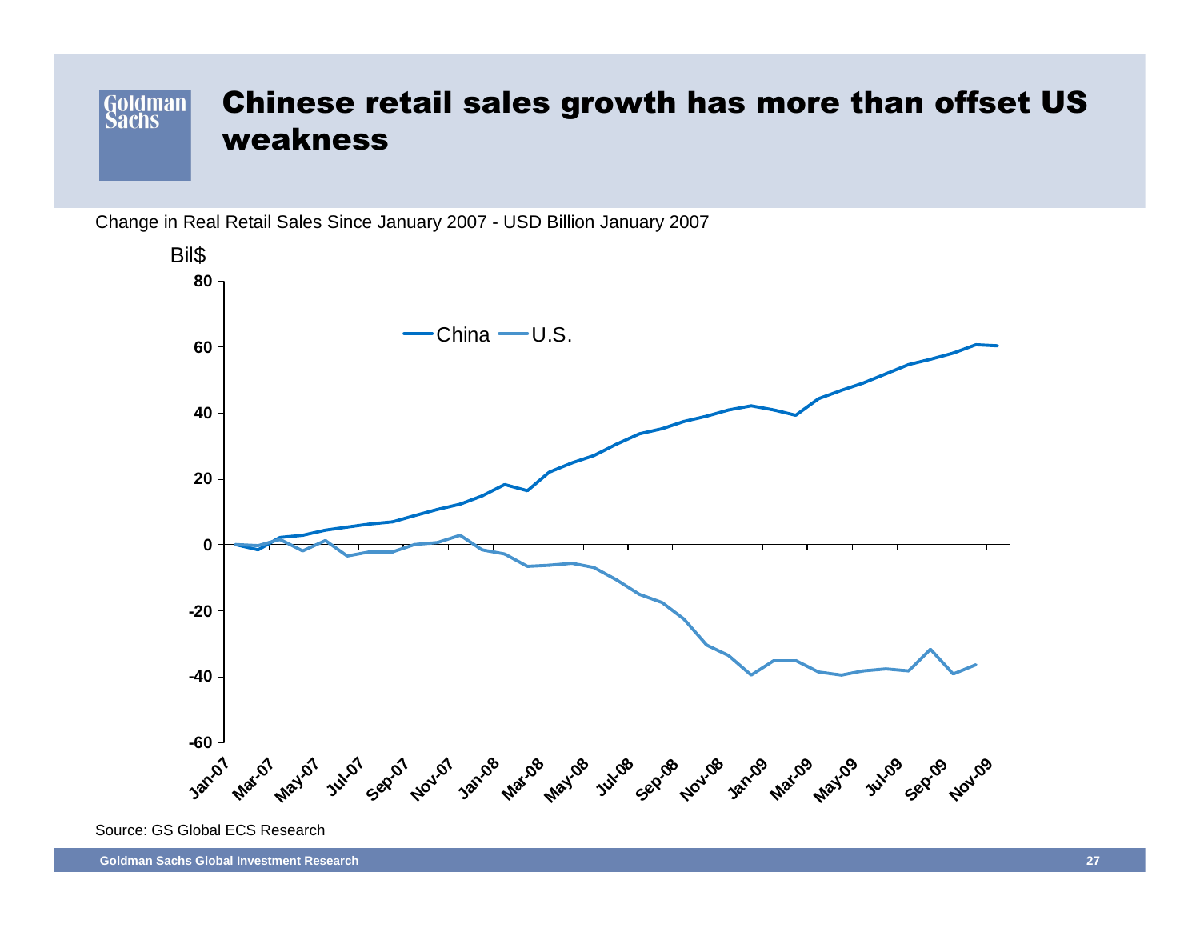# Chinese retail sales growth has more than offset US weakness

Change in Real Retail Sales Since January 2007 - USD Billion January 2007

Source: GS Global ECS Research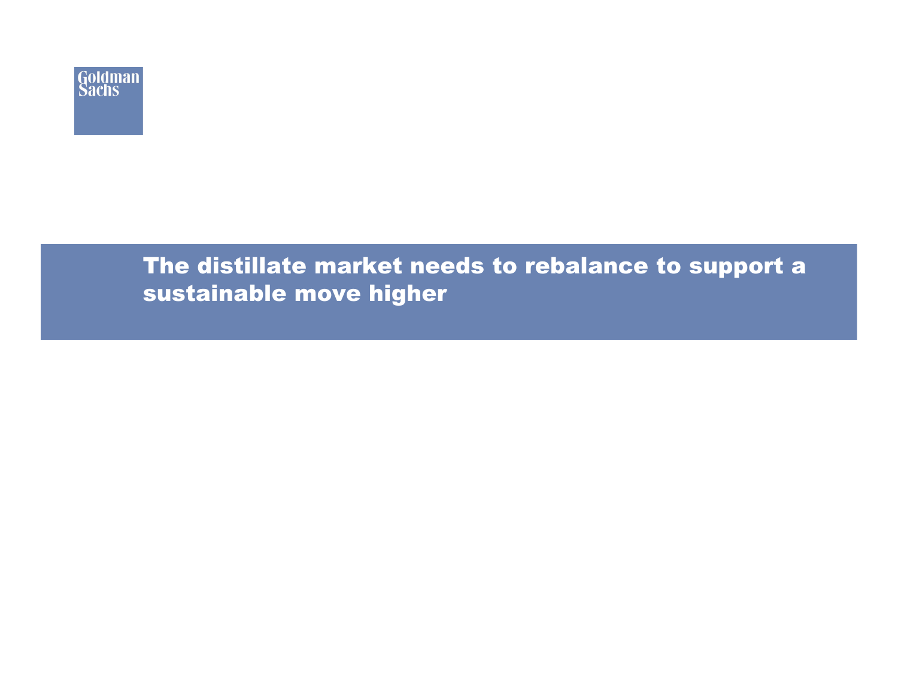# The distillate market needs to rebalance to support a sustainable move higher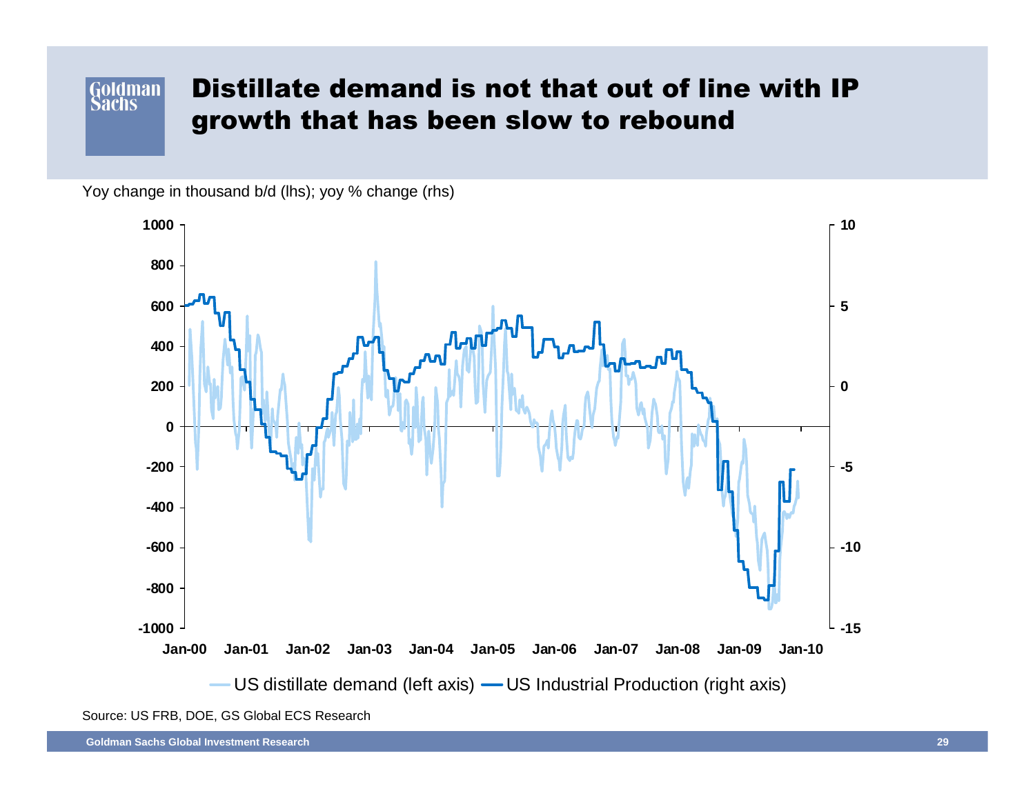# Distillate demand is not that out of line with IP growth that has been slow to rebound

Yoy change in thousand b/d (lhs); yoy % change (rhs)

Source: US FRB, DOE, GS Global ECS Research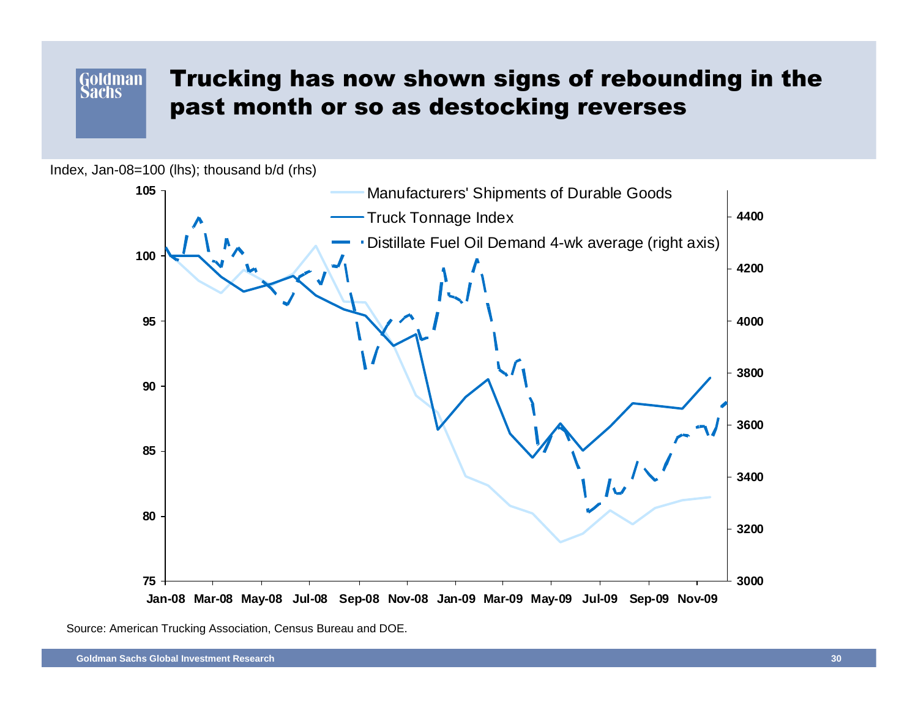# Trucking has now shown signs of rebounding in the past month or so as destocking reverses

Index, Jan-08=100 (lhs); thousand b/d (rhs)

Manufacturers' Shipments of Durable Goods

Truck Tonnage Index

Distillate Fuel Oil Demand 4-wk average (right axis)

Source: American Trucking Association, Census Bureau and DOE.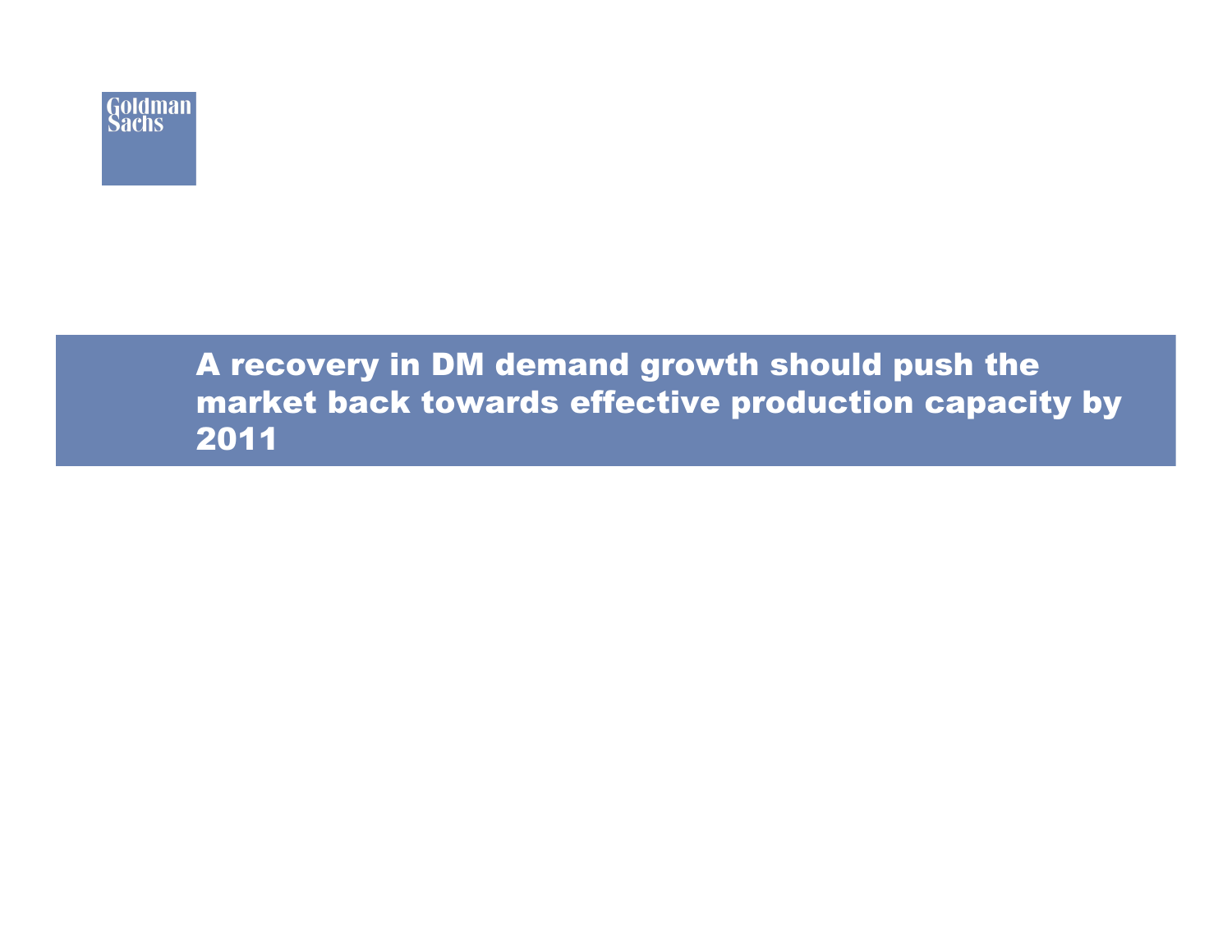# A recovery in DM demand growth should push the market back towards effective production capacity by 2011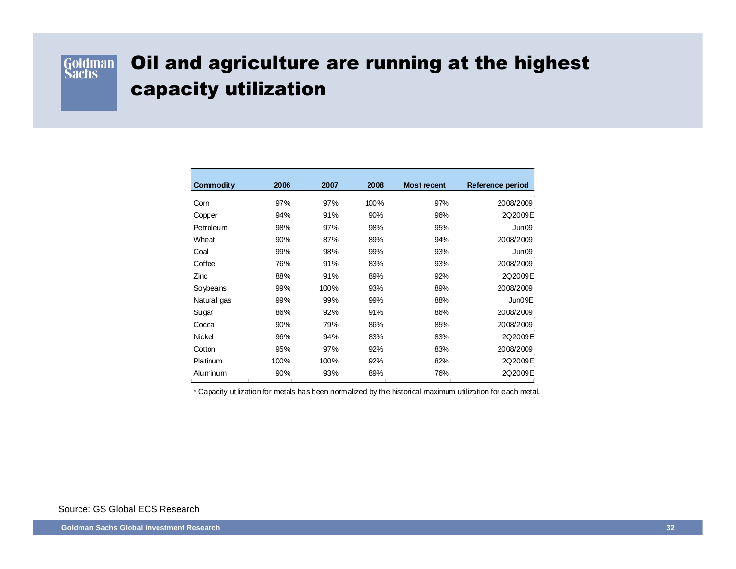# Oil and agriculture are running at the highest capacity utilization

| Commodity | 2006 | 2007 | 2008 | Most recent | Reference period |
|---|---|---|---|---|---|
| Corn | 97% | 97% | 100% | 97% | 2008/2009 |
| Copper | 94% | 91% | 90% | 96% | 2Q2009E |
| Petroleum | 98% | 97% | 98% | 95% | Jun09 |
| Wheat | 90% | 87% | 89% | 94% | 2008/2009 |
| Coal | 99% | 98% | 99% | 93% | Jun09 |
| Coffee | 76% | 91% | 83% | 93% | 2008/2009 |
| Zinc | 88% | 91% | 89% | 92% | 2Q2009E |
| Soybeans | 99% | 100% | 93% | 89% | 2008/2009 |
| Natural gas | 99% | 99% | 99% | 88% | Jun09E |
| Sugar | 86% | 92% | 91% | 86% | 2008/2009 |
| Cocoa | 90% | 79% | 86% | 85% | 2008/2009 |
| Nickel | 96% | 94% | 83% | 83% | 2Q2009E |
| Cotton | 95% | 97% | 92% | 83% | 2008/2009 |
| Platinum | 100% | 100% | 92% | 82% | 2Q2009E |
| Aluminum | 90% | 93% | 89% | 76% | 2Q2009E |

* Capacity utilization for metals has been normalized by the historical maximum utilization for each metal.

Source: GS Global ECS Research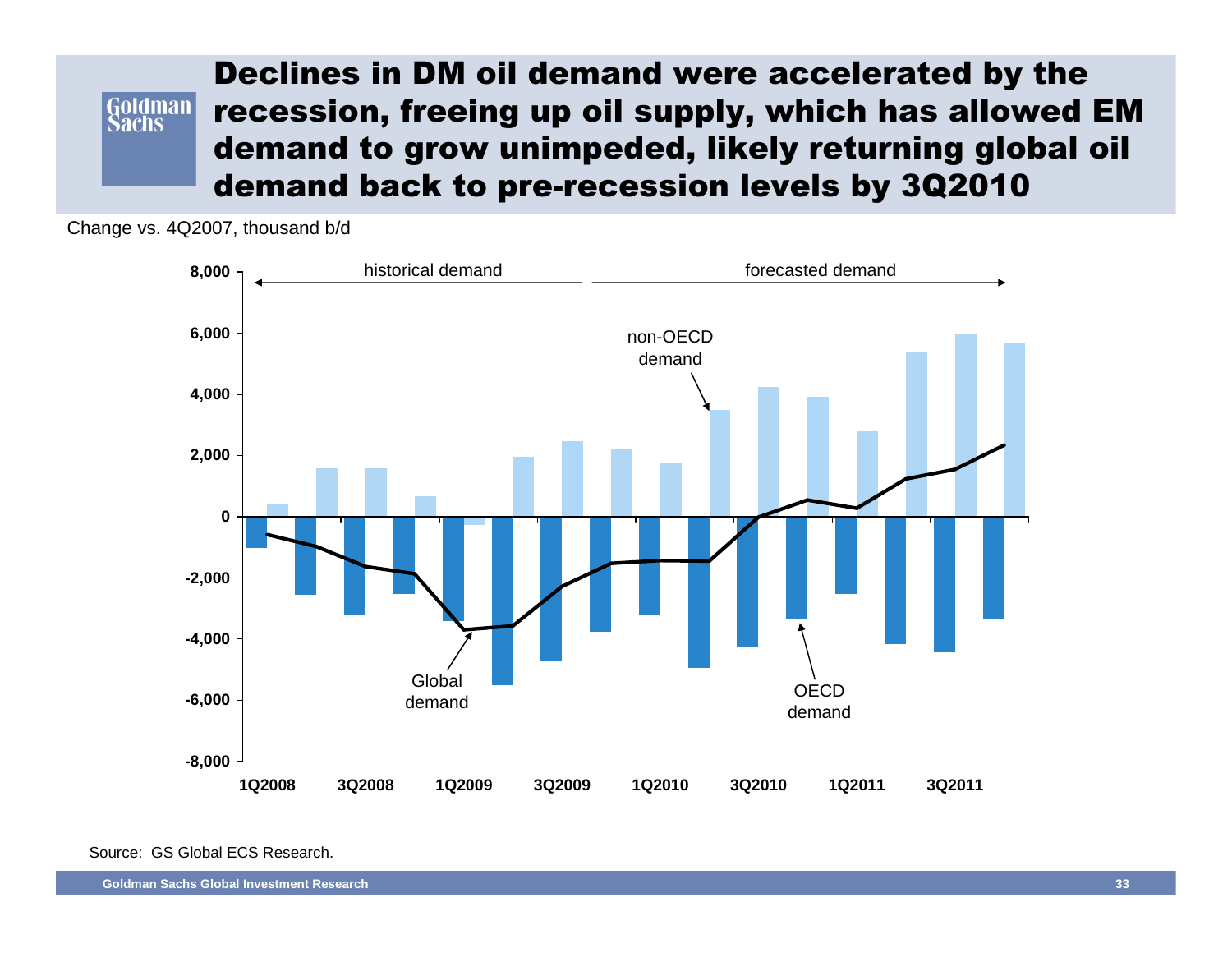# Declines in DM oil demand were accelerated by the recession, freeing up oil supply, which has allowed EM demand to grow unimpeded, likely returning global oil demand back to pre-recession levels by 3Q2010

Change vs. 4Q2007, thousand b/d

historical demand | forecasted demand

non-OECD demand

Global demand

OECD demand

8,000
6,000
4,000
2,000
0
-2,000
-4,000
-6,000
-8,000

1Q2008 3Q2008 1Q2009 3Q2009 1Q2010 3Q2010 1Q2011 3Q2011

Source: GS Global ECS Research.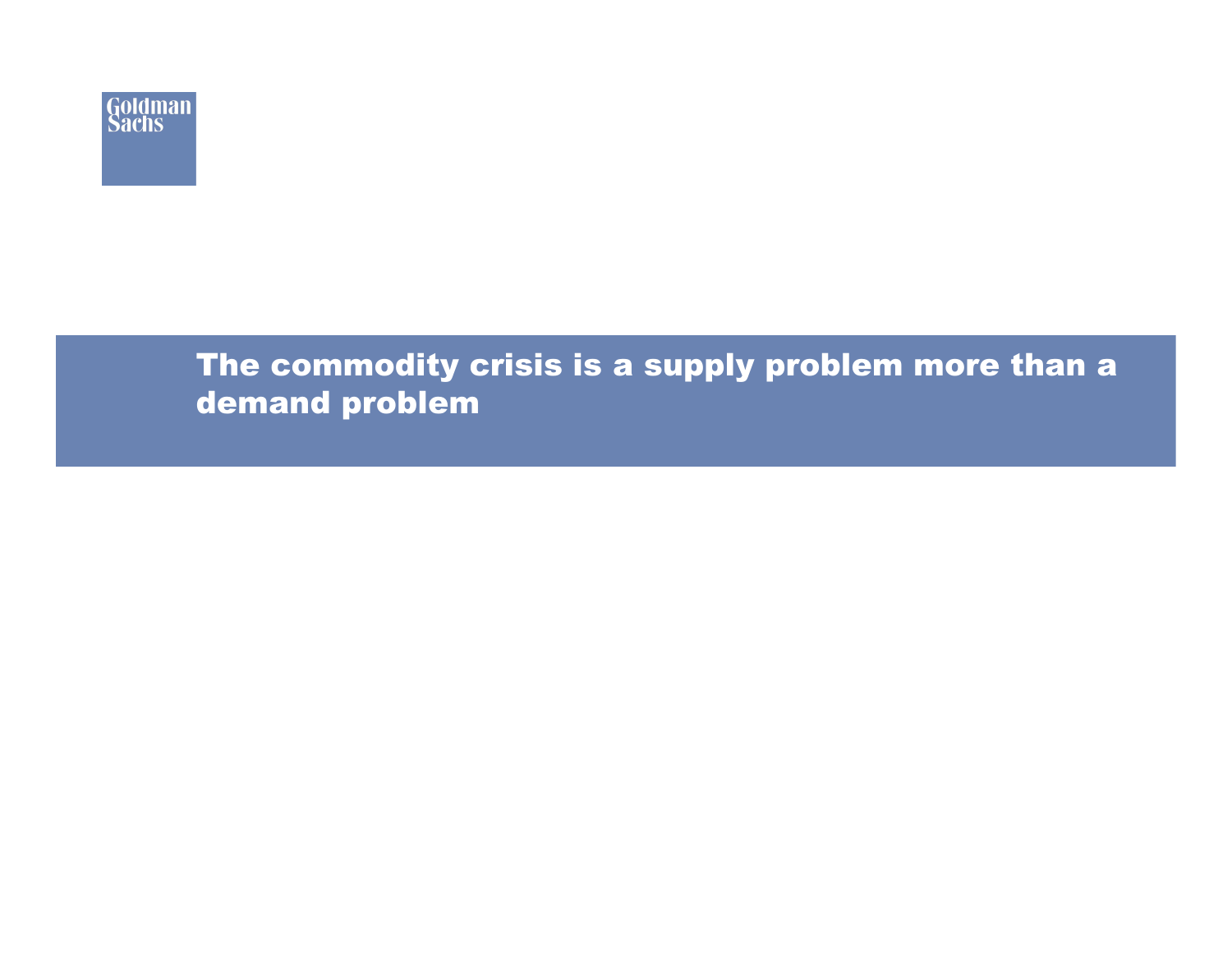# The commodity crisis is a supply problem more than a demand problem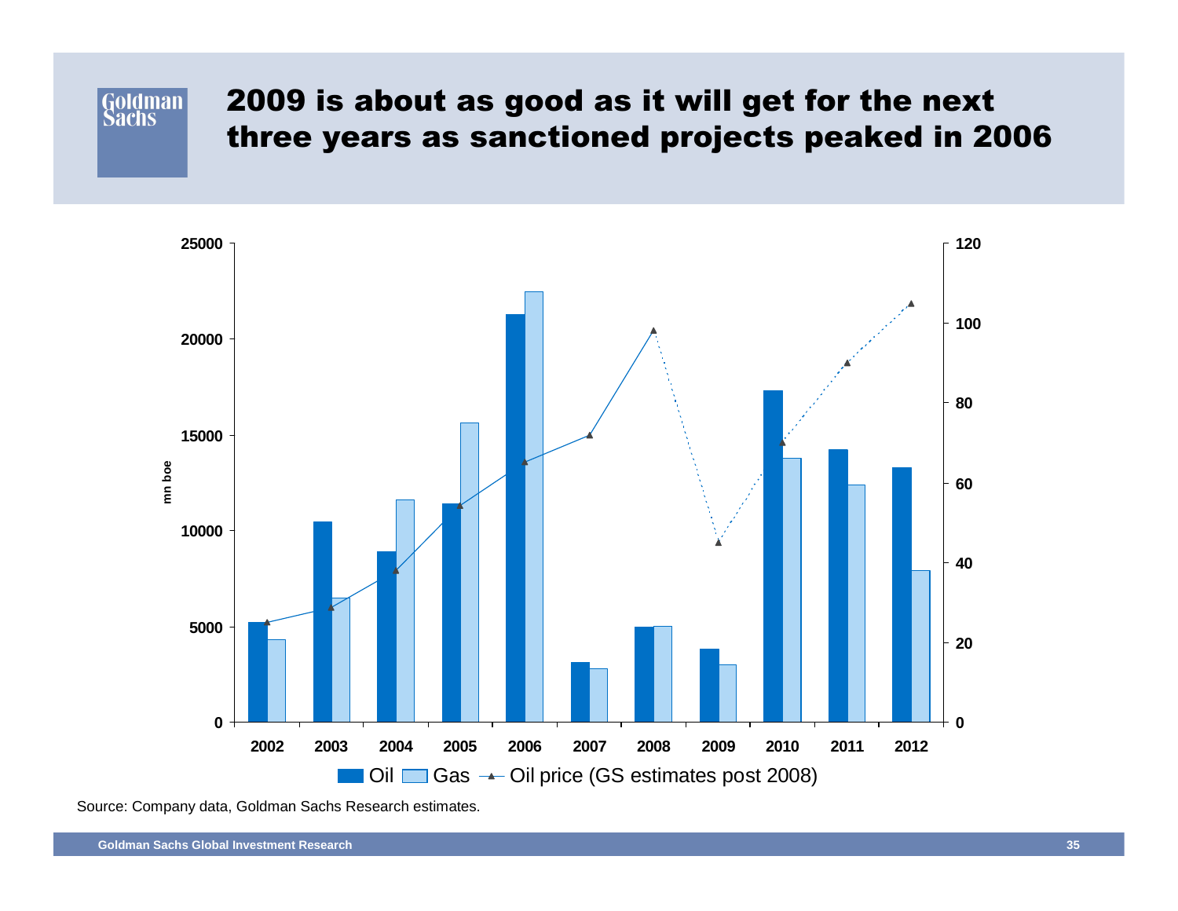# 2009 is about as good as it will get for the next three years as sanctioned projects peaked in 2006

Source: Company data, Goldman Sachs Research estimates.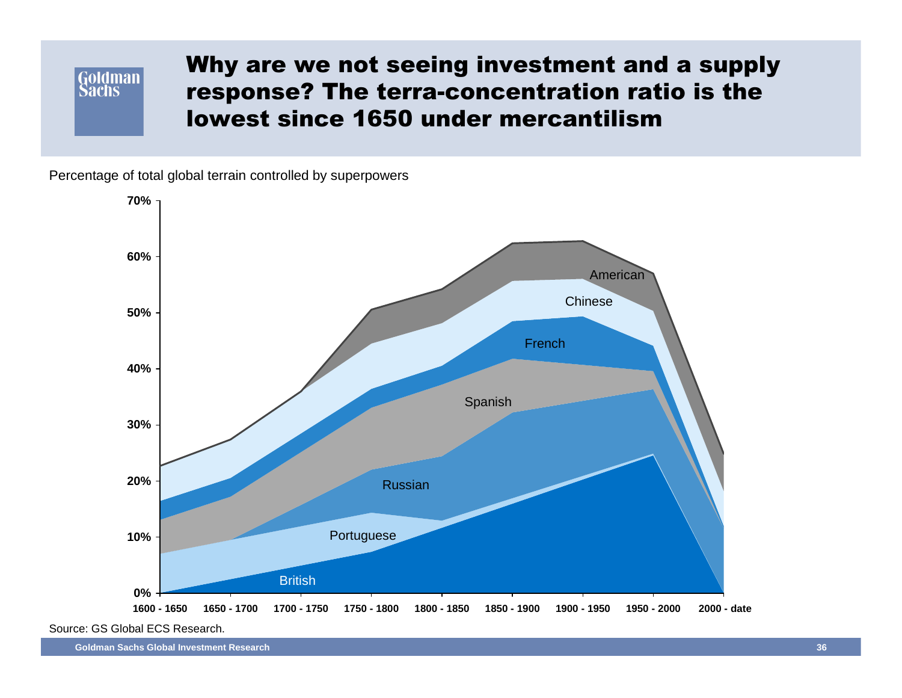# Why are we not seeing investment and a supply response? The terra-concentration ratio is the lowest since 1650 under mercantilism

Percentage of total global terrain controlled by superpowers

Chart series labels: British, Portuguese, Russian, Spanish, French, Chinese, American

Y-axis: 0%, 10%, 20%, 30%, 40%, 50%, 60%, 70%

X-axis: 1600 - 1650, 1650 - 1700, 1700 - 1750, 1750 - 1800, 1800 - 1850, 1850 - 1900, 1900 - 1950, 1950 - 2000, 2000 - date

Source: GS Global ECS Research.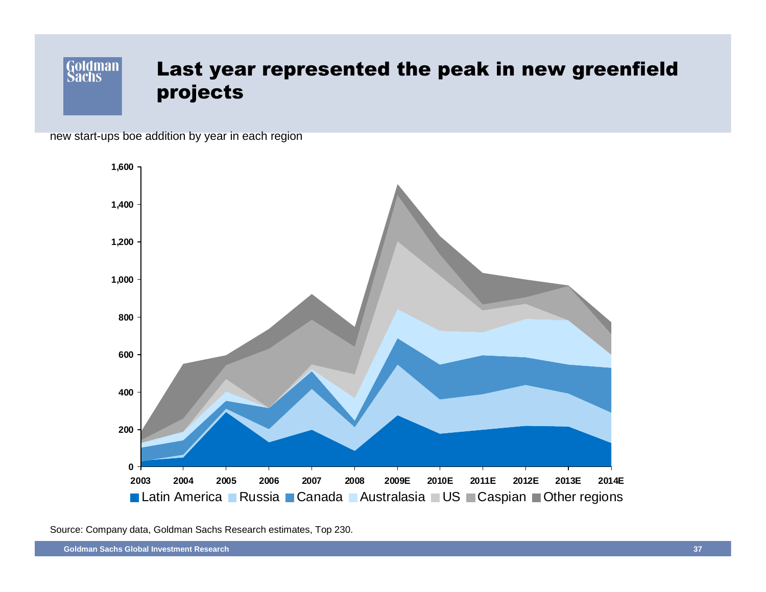# Last year represented the peak in new greenfield projects

new start-ups boe addition by year in each region

Source: Company data, Goldman Sachs Research estimates, Top 230.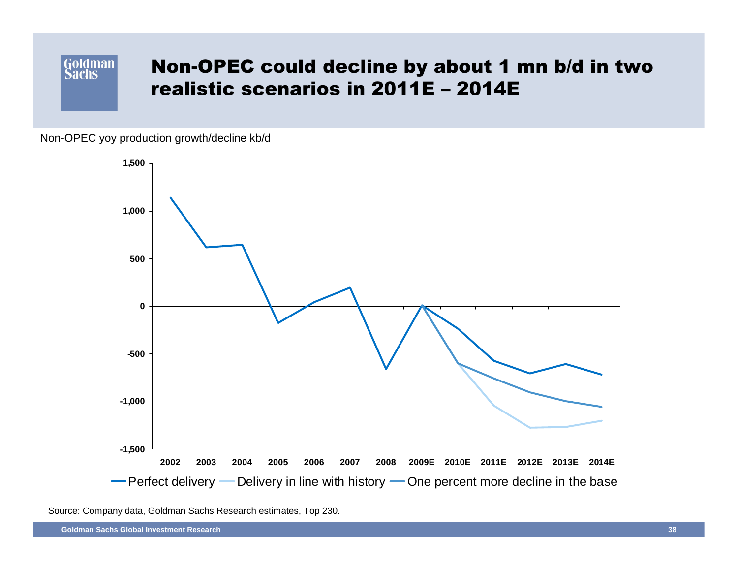# Non-OPEC could decline by about 1 mn b/d in two realistic scenarios in 2011E – 2014E

Non-OPEC yoy production growth/decline kb/d

Source: Company data, Goldman Sachs Research estimates, Top 230.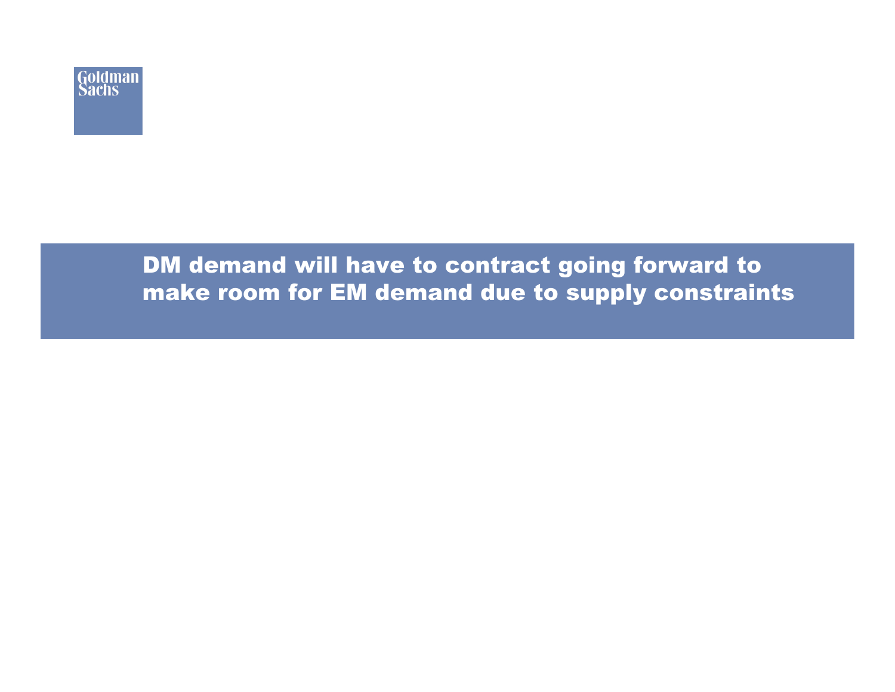# DM demand will have to contract going forward to make room for EM demand due to supply constraints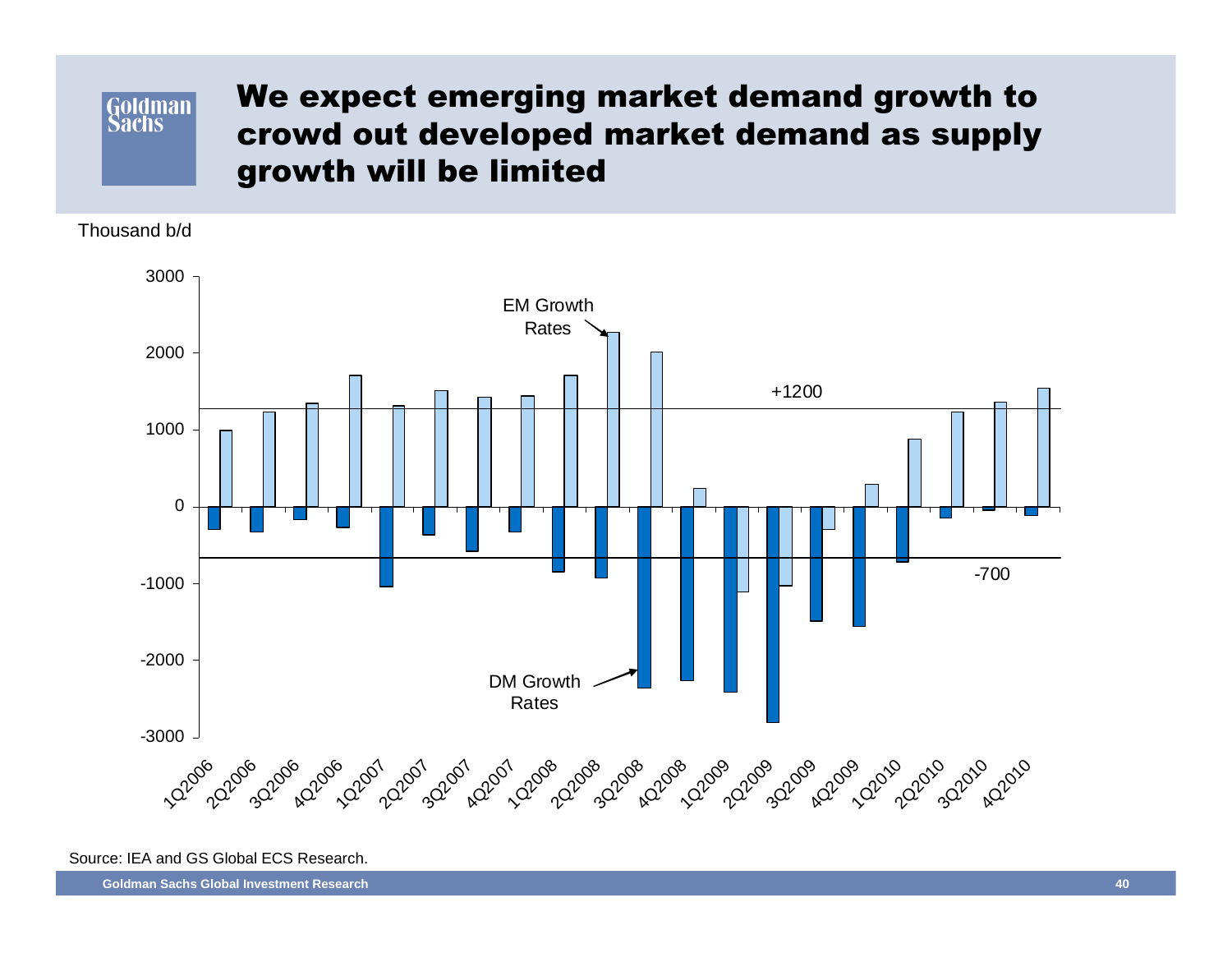# We expect emerging market demand growth to crowd out developed market demand as supply growth will be limited

Thousand b/d

Source: IEA and GS Global ECS Research.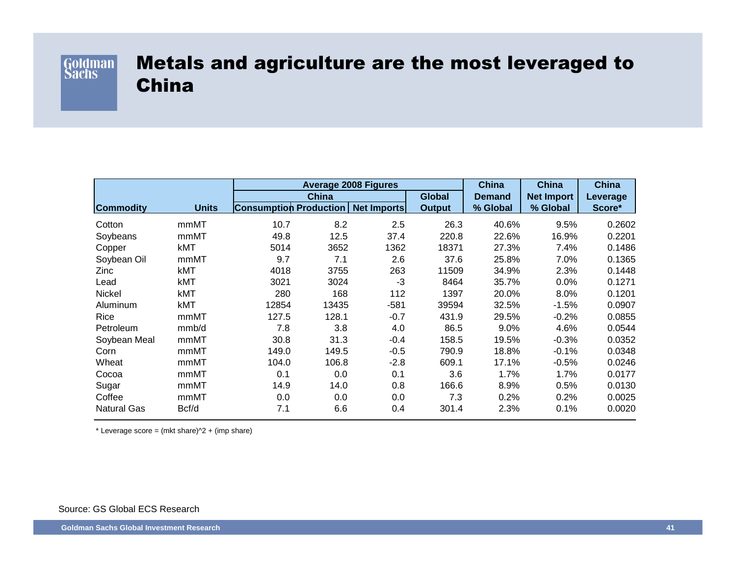# Metals and agriculture are the most leveraged to China

| Commodity | Units | Average 2008 Figures | | | | China Demand % Global | China Net Import % Global | China Leverage Score* |
|---|---|---|---|---|---|---|---|---|
| | | China | | | Global Output | | | |
| | | Consumption | Production | Net Imports | | | | |
| Cotton | mmMT | 10.7 | 8.2 | 2.5 | 26.3 | 40.6% | 9.5% | 0.2602 |
| Soybeans | mmMT | 49.8 | 12.5 | 37.4 | 220.8 | 22.6% | 16.9% | 0.2201 |
| Copper | kMT | 5014 | 3652 | 1362 | 18371 | 27.3% | 7.4% | 0.1486 |
| Soybean Oil | mmMT | 9.7 | 7.1 | 2.6 | 37.6 | 25.8% | 7.0% | 0.1365 |
| Zinc | kMT | 4018 | 3755 | 263 | 11509 | 34.9% | 2.3% | 0.1448 |
| Lead | kMT | 3021 | 3024 | -3 | 8464 | 35.7% | 0.0% | 0.1271 |
| Nickel | kMT | 280 | 168 | 112 | 1397 | 20.0% | 8.0% | 0.1201 |
| Aluminum | kMT | 12854 | 13435 | -581 | 39594 | 32.5% | -1.5% | 0.0907 |
| Rice | mmMT | 127.5 | 128.1 | -0.7 | 431.9 | 29.5% | -0.2% | 0.0855 |
| Petroleum | mmb/d | 7.8 | 3.8 | 4.0 | 86.5 | 9.0% | 4.6% | 0.0544 |
| Soybean Meal | mmMT | 30.8 | 31.3 | -0.4 | 158.5 | 19.5% | -0.3% | 0.0352 |
| Corn | mmMT | 149.0 | 149.5 | -0.5 | 790.9 | 18.8% | -0.1% | 0.0348 |
| Wheat | mmMT | 104.0 | 106.8 | -2.8 | 609.1 | 17.1% | -0.5% | 0.0246 |
| Cocoa | mmMT | 0.1 | 0.0 | 0.1 | 3.6 | 1.7% | 1.7% | 0.0177 |
| Sugar | mmMT | 14.9 | 14.0 | 0.8 | 166.6 | 8.9% | 0.5% | 0.0130 |
| Coffee | mmMT | 0.0 | 0.0 | 0.0 | 7.3 | 0.2% | 0.2% | 0.0025 |
| Natural Gas | Bcf/d | 7.1 | 6.6 | 0.4 | 301.4 | 2.3% | 0.1% | 0.0020 |

* Leverage score = (mkt share)^2 + (imp share)

Source: GS Global ECS Research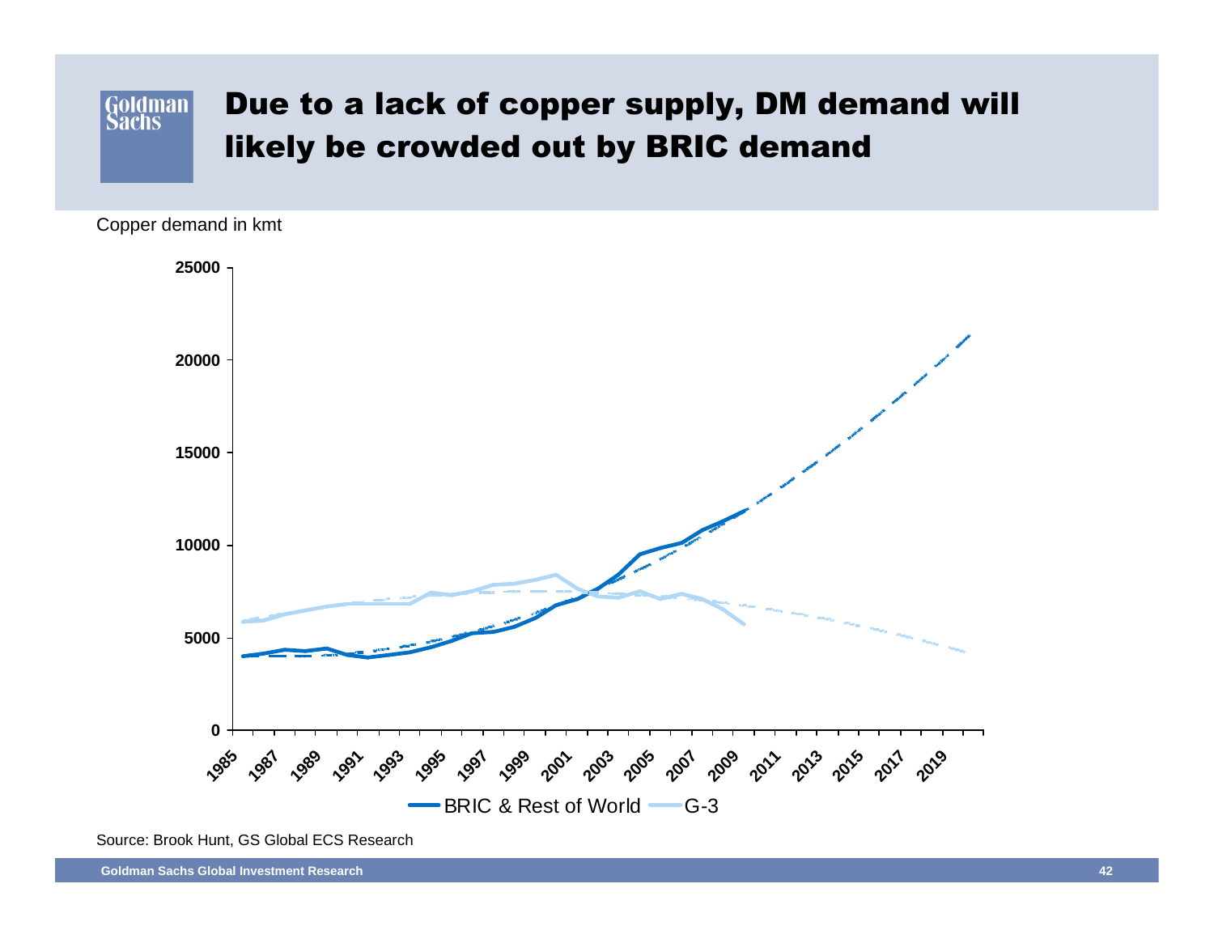# Due to a lack of copper supply, DM demand will likely be crowded out by BRIC demand

Copper demand in kmt

Legend: BRIC & Rest of World; G-3

Source: Brook Hunt, GS Global ECS Research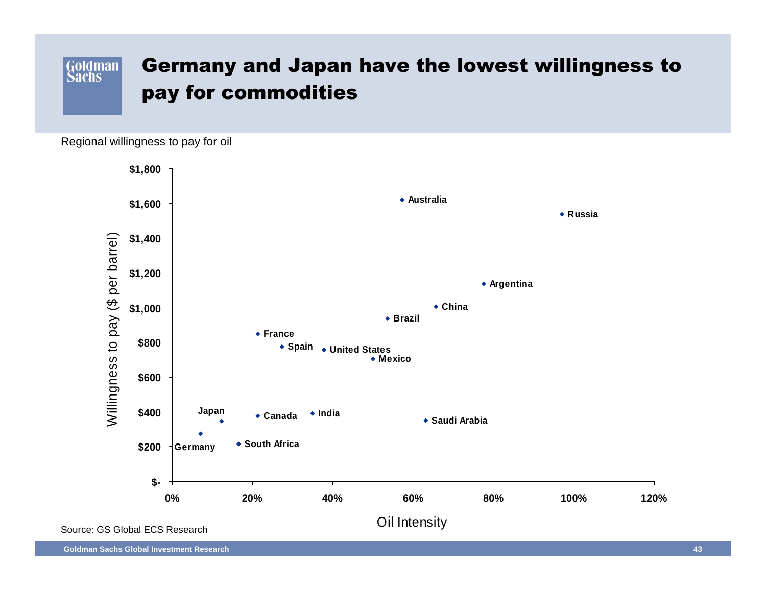# Germany and Japan have the lowest willingness to pay for commodities

Regional willingness to pay for oil

| Country | Oil Intensity | Willingness to pay ($ per barrel) |
|---|---|---|
| Germany | ~7% | ~$275 |
| Japan | ~12% | ~$350 |
| South Africa | ~17% | ~$220 |
| Canada | ~21% | ~$380 |
| France | ~21% | ~$850 |
| Spain | ~27% | ~$775 |
| India | ~35% | ~$395 |
| United States | ~38% | ~$760 |
| Mexico | ~50% | ~$710 |
| Brazil | ~54% | ~$940 |
| Australia | ~57% | ~$1,620 |
| Saudi Arabia | ~63% | ~$355 |
| China | ~66% | ~$1,010 |
| Argentina | ~78% | ~$1,140 |
| Russia | ~97% | ~$1,535 |

Source: GS Global ECS Research

Goldman Sachs Global Investment Research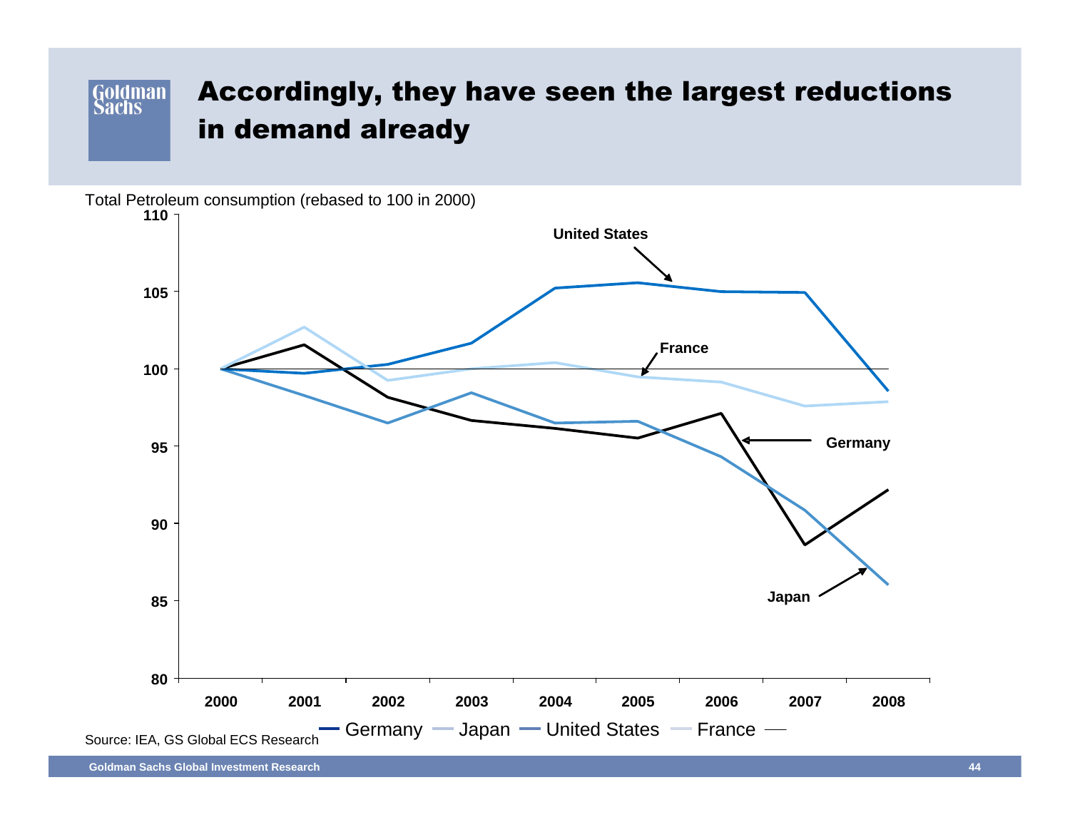# Accordingly, they have seen the largest reductions in demand already

Total Petroleum consumption (rebased to 100 in 2000)

Source: IEA, GS Global ECS Research

Goldman Sachs Global Investment Research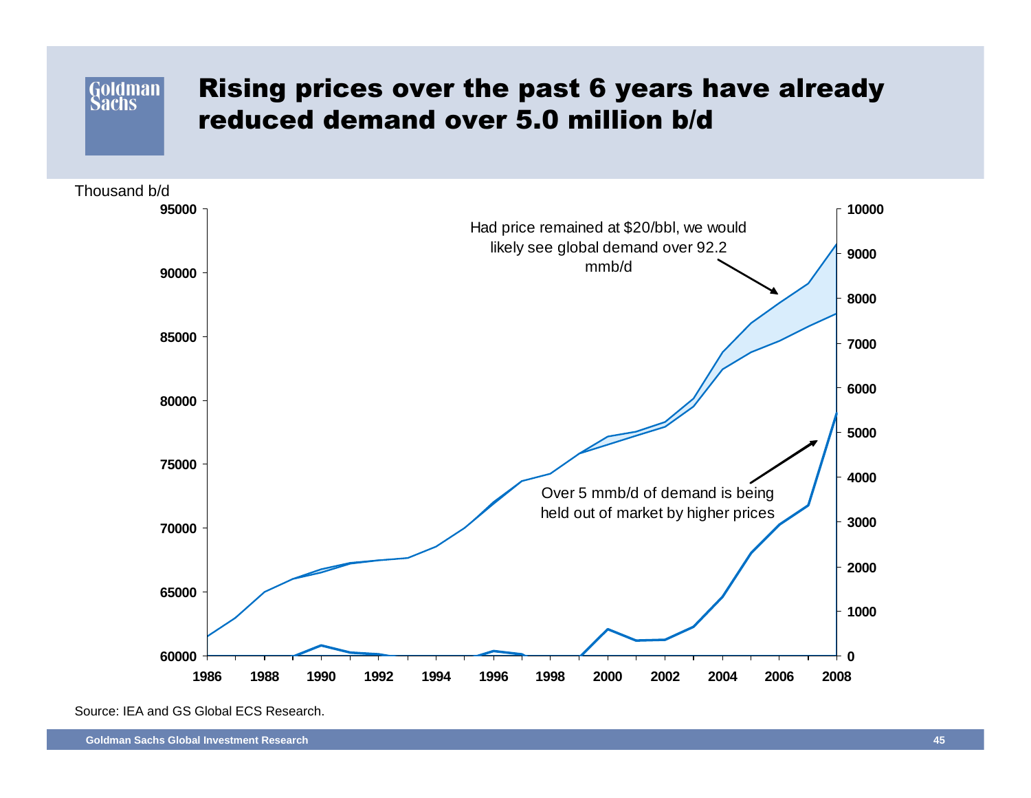# Rising prices over the past 6 years have already reduced demand over 5.0 million b/d

Thousand b/d

Had price remained at $20/bbl, we would likely see global demand over 92.2 mmb/d

Over 5 mmb/d of demand is being held out of market by higher prices

Source: IEA and GS Global ECS Research.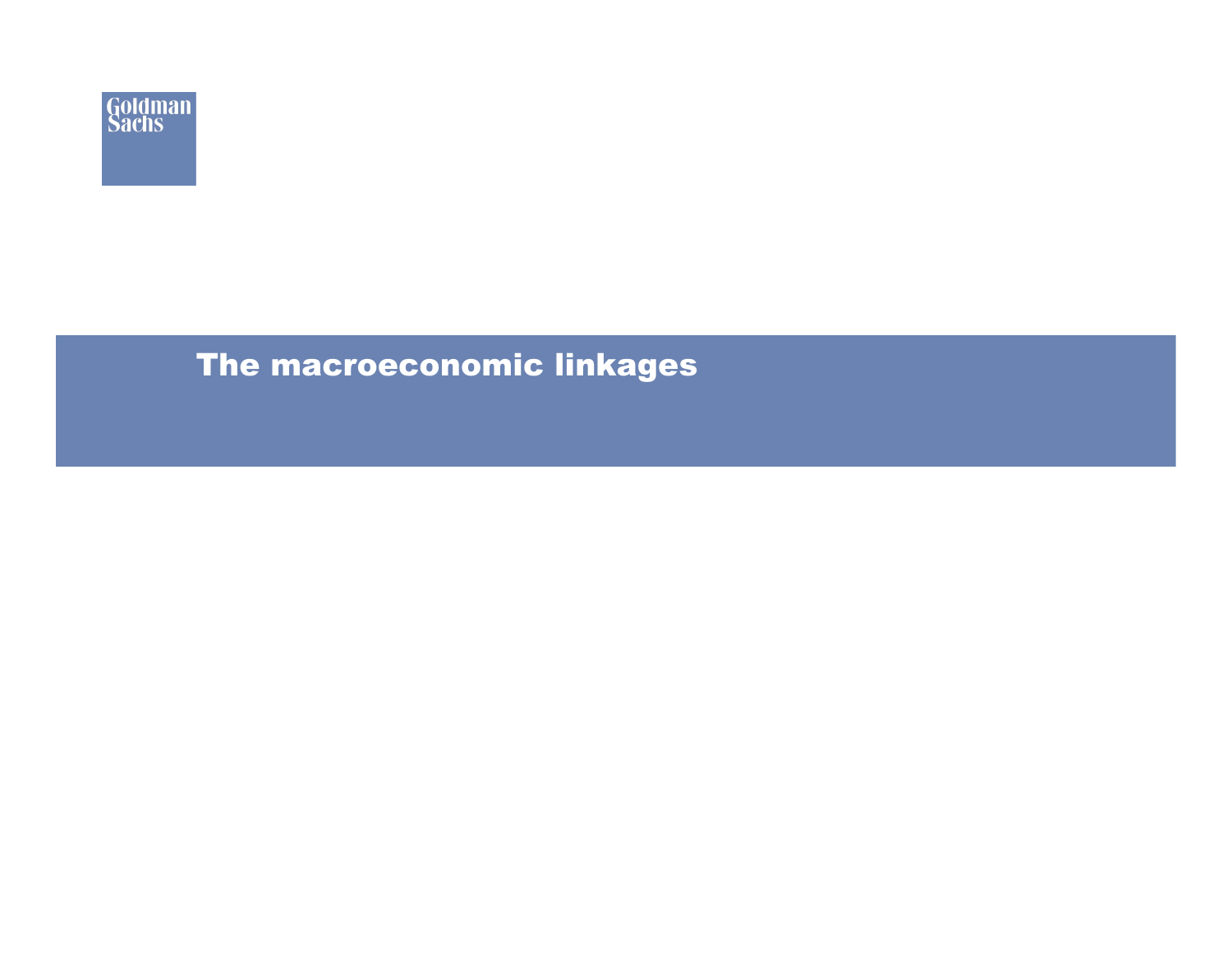# The macroeconomic linkages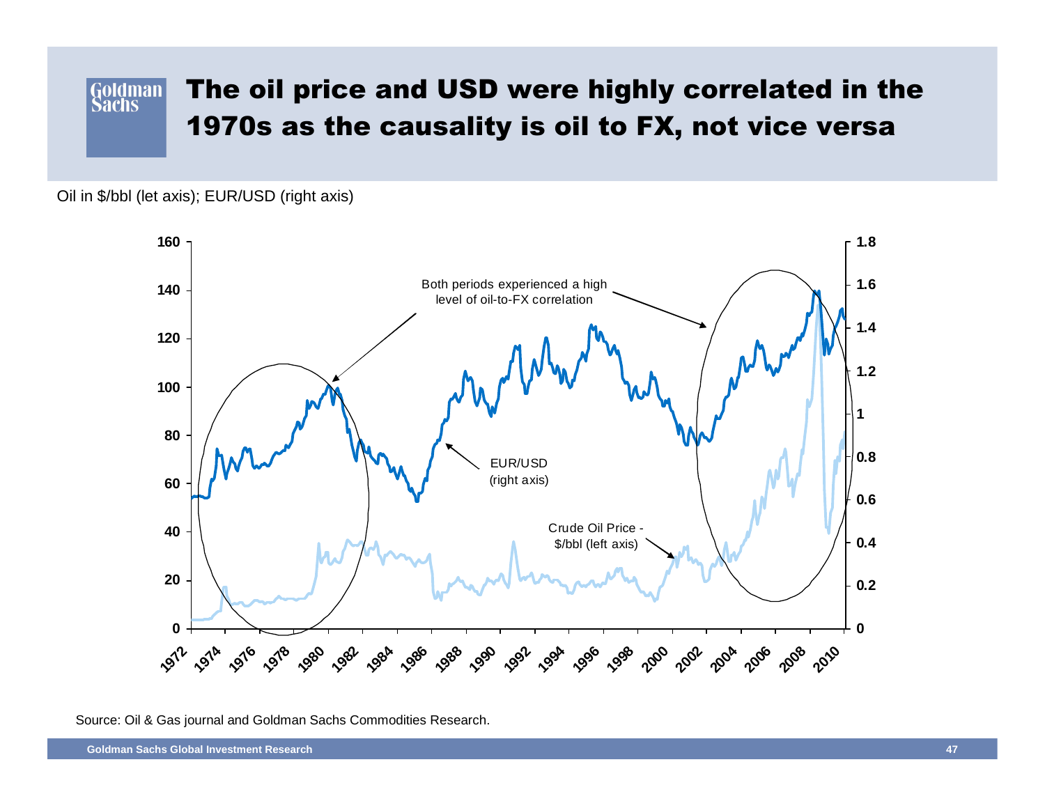# The oil price and USD were highly correlated in the 1970s as the causality is oil to FX, not vice versa

Oil in $/bbl (let axis); EUR/USD (right axis)

Both periods experienced a high level of oil-to-FX correlation

EUR/USD (right axis)

Crude Oil Price - $/bbl (left axis)

Source: Oil & Gas journal and Goldman Sachs Commodities Research.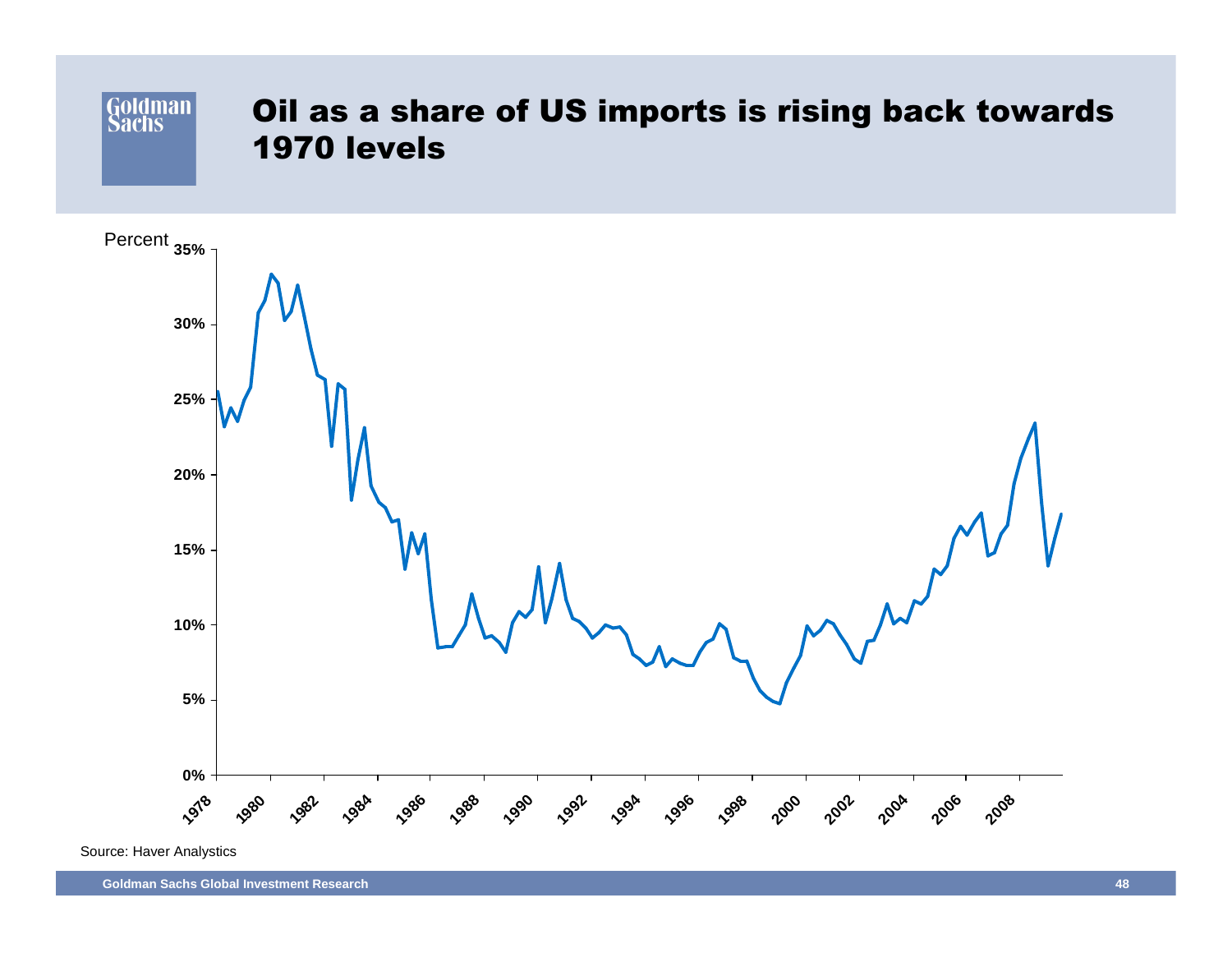# Oil as a share of US imports is rising back towards 1970 levels

Percent

Source: Haver Analytics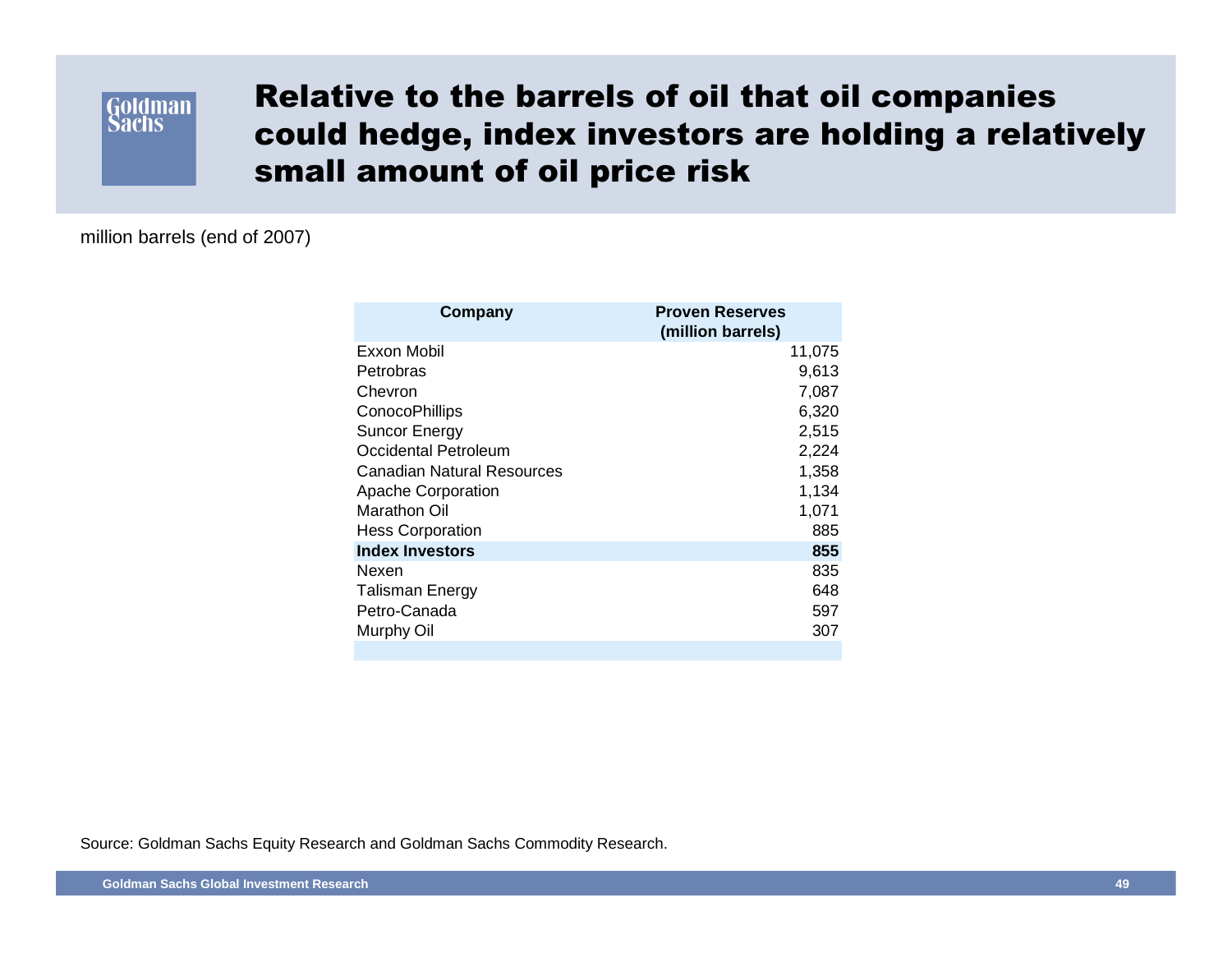# Relative to the barrels of oil that oil companies could hedge, index investors are holding a relatively small amount of oil price risk

million barrels (end of 2007)

| Company | Proven Reserves (million barrels) |
|---|---:|
| Exxon Mobil | 11,075 |
| Petrobras | 9,613 |
| Chevron | 7,087 |
| ConocoPhillips | 6,320 |
| Suncor Energy | 2,515 |
| Occidental Petroleum | 2,224 |
| Canadian Natural Resources | 1,358 |
| Apache Corporation | 1,134 |
| Marathon Oil | 1,071 |
| Hess Corporation | 885 |
| **Index Investors** | **855** |
| Nexen | 835 |
| Talisman Energy | 648 |
| Petro-Canada | 597 |
| Murphy Oil | 307 |

Source: Goldman Sachs Equity Research and Goldman Sachs Commodity Research.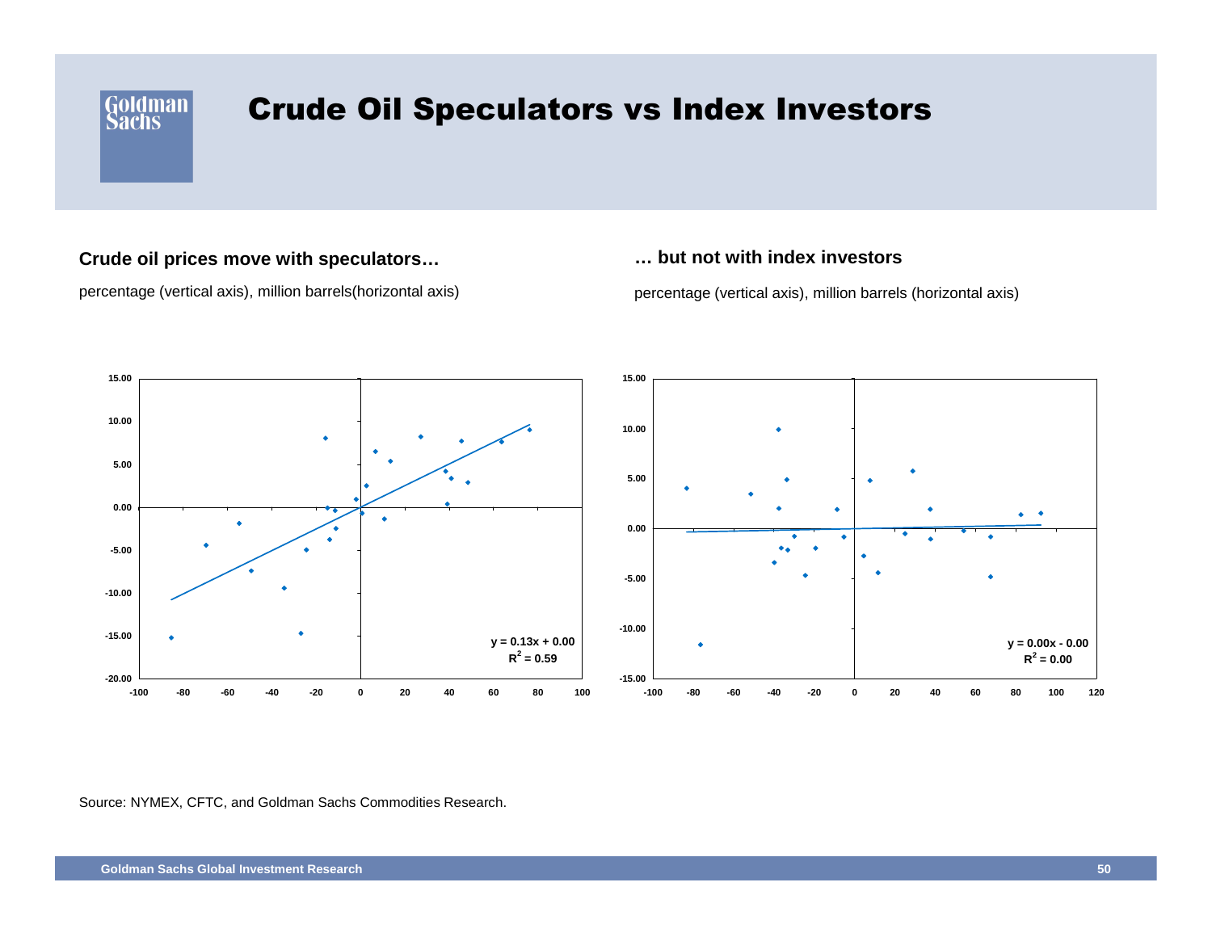# Crude Oil Speculators vs Index Investors

**Crude oil prices move with speculators…**

percentage (vertical axis), million barrels(horizontal axis)

$y = 0.13x + 0.00$

$R^2 = 0.59$

**… but not with index investors**

percentage (vertical axis), million barrels (horizontal axis)

$y = 0.00x - 0.00$

$R^2 = 0.00$

Source: NYMEX, CFTC, and Goldman Sachs Commodities Research.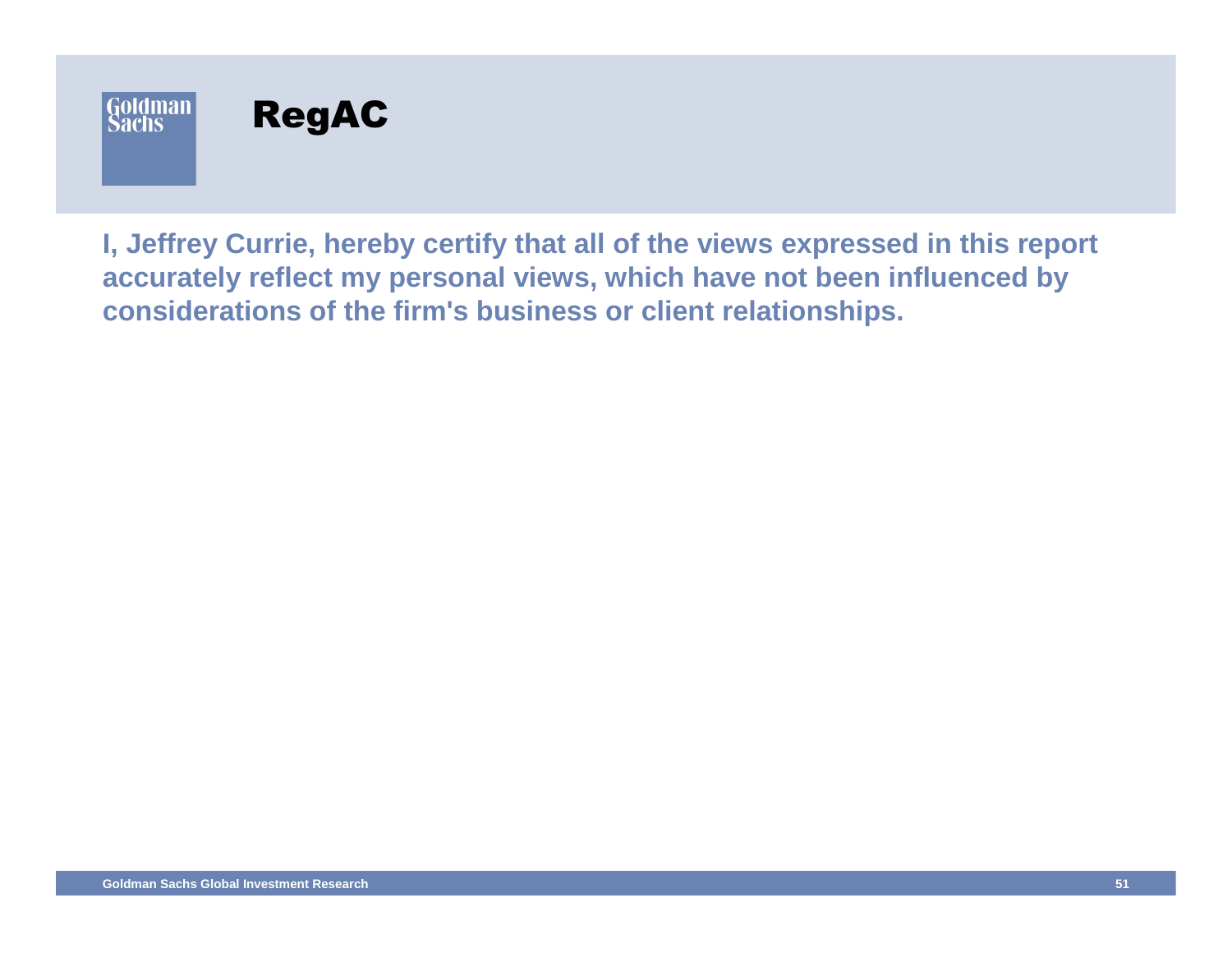# RegAC

**I, Jeffrey Currie, hereby certify that all of the views expressed in this report accurately reflect my personal views, which have not been influenced by considerations of the firm's business or client relationships.**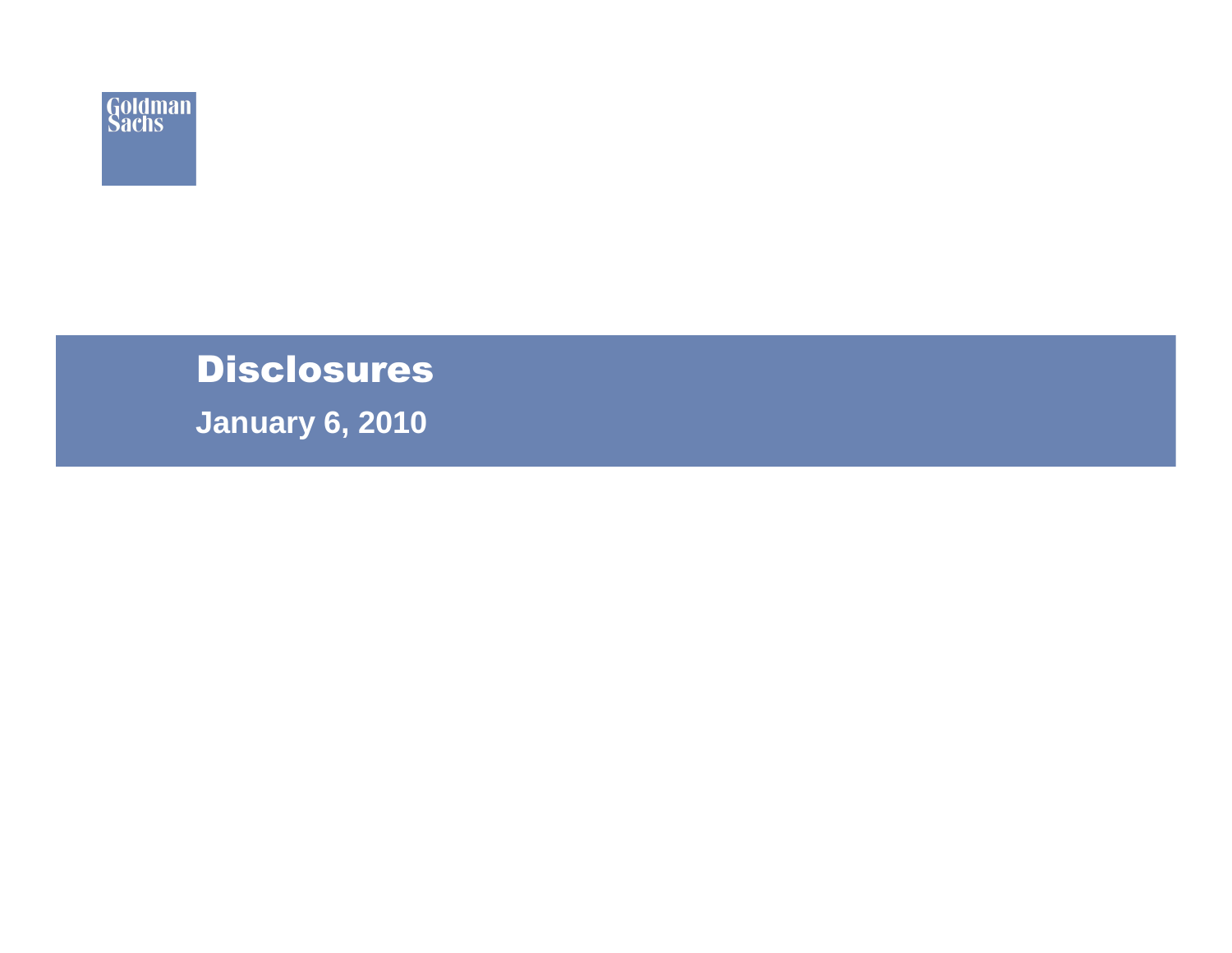Goldman Sachs

# Disclosures

**January 6, 2010**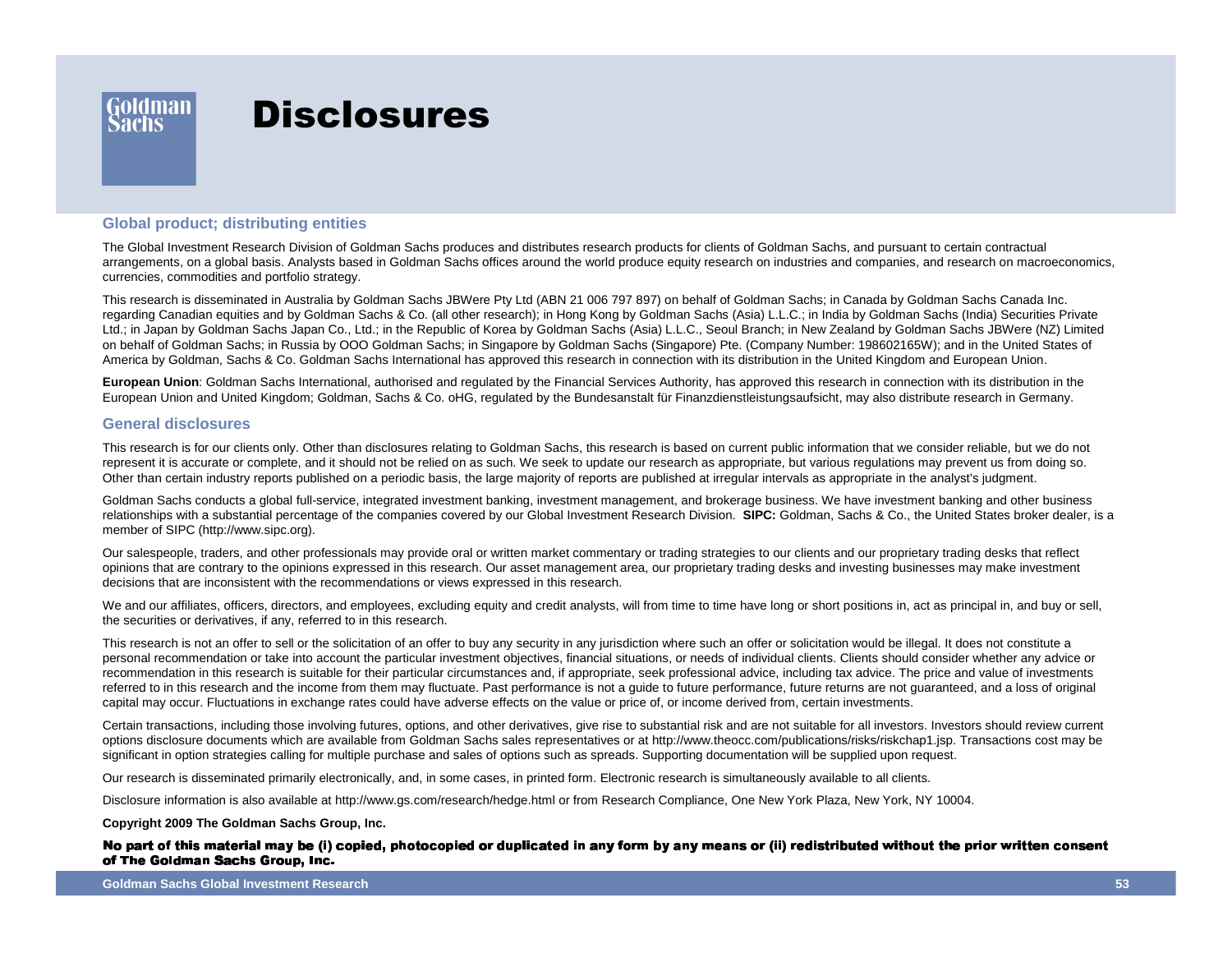# Disclosures

## Global product; distributing entities

The Global Investment Research Division of Goldman Sachs produces and distributes research products for clients of Goldman Sachs, and pursuant to certain contractual arrangements, on a global basis. Analysts based in Goldman Sachs offices around the world produce equity research on industries and companies, and research on macroeconomics, currencies, commodities and portfolio strategy.

This research is disseminated in Australia by Goldman Sachs JBWere Pty Ltd (ABN 21 006 797 897) on behalf of Goldman Sachs; in Canada by Goldman Sachs Canada Inc. regarding Canadian equities and by Goldman Sachs & Co. (all other research); in Hong Kong by Goldman Sachs (Asia) L.L.C.; in India by Goldman Sachs (India) Securities Private Ltd.; in Japan by Goldman Sachs Japan Co., Ltd.; in the Republic of Korea by Goldman Sachs (Asia) L.L.C., Seoul Branch; in New Zealand by Goldman Sachs JBWere (NZ) Limited on behalf of Goldman Sachs; in Russia by OOO Goldman Sachs; in Singapore by Goldman Sachs (Singapore) Pte. (Company Number: 198602165W); and in the United States of America by Goldman, Sachs & Co. Goldman Sachs International has approved this research in connection with its distribution in the United Kingdom and European Union.

**European Union**: Goldman Sachs International, authorised and regulated by the Financial Services Authority, has approved this research in connection with its distribution in the European Union and United Kingdom; Goldman, Sachs & Co. oHG, regulated by the Bundesanstalt für Finanzdienstleistungsaufsicht, may also distribute research in Germany.

## General disclosures

This research is for our clients only. Other than disclosures relating to Goldman Sachs, this research is based on current public information that we consider reliable, but we do not represent it is accurate or complete, and it should not be relied on as such. We seek to update our research as appropriate, but various regulations may prevent us from doing so. Other than certain industry reports published on a periodic basis, the large majority of reports are published at irregular intervals as appropriate in the analyst's judgment.

Goldman Sachs conducts a global full-service, integrated investment banking, investment management, and brokerage business. We have investment banking and other business relationships with a substantial percentage of the companies covered by our Global Investment Research Division. **SIPC:** Goldman, Sachs & Co., the United States broker dealer, is a member of SIPC (http://www.sipc.org).

Our salespeople, traders, and other professionals may provide oral or written market commentary or trading strategies to our clients and our proprietary trading desks that reflect opinions that are contrary to the opinions expressed in this research. Our asset management area, our proprietary trading desks and investing businesses may make investment decisions that are inconsistent with the recommendations or views expressed in this research.

We and our affiliates, officers, directors, and employees, excluding equity and credit analysts, will from time to time have long or short positions in, act as principal in, and buy or sell, the securities or derivatives, if any, referred to in this research.

This research is not an offer to sell or the solicitation of an offer to buy any security in any jurisdiction where such an offer or solicitation would be illegal. It does not constitute a personal recommendation or take into account the particular investment objectives, financial situations, or needs of individual clients. Clients should consider whether any advice or recommendation in this research is suitable for their particular circumstances and, if appropriate, seek professional advice, including tax advice. The price and value of investments referred to in this research and the income from them may fluctuate. Past performance is not a guide to future performance, future returns are not guaranteed, and a loss of original capital may occur. Fluctuations in exchange rates could have adverse effects on the value or price of, or income derived from, certain investments.

Certain transactions, including those involving futures, options, and other derivatives, give rise to substantial risk and are not suitable for all investors. Investors should review current options disclosure documents which are available from Goldman Sachs sales representatives or at http://www.theocc.com/publications/risks/riskchap1.jsp. Transactions cost may be significant in option strategies calling for multiple purchase and sales of options such as spreads. Supporting documentation will be supplied upon request.

Our research is disseminated primarily electronically, and, in some cases, in printed form. Electronic research is simultaneously available to all clients.

Disclosure information is also available at http://www.gs.com/research/hedge.html or from Research Compliance, One New York Plaza, New York, NY 10004.

**Copyright 2009 The Goldman Sachs Group, Inc.**

**No part of this material may be (i) copied, photocopied or duplicated in any form by any means or (ii) redistributed without the prior written consent of The Goldman Sachs Group, Inc.**